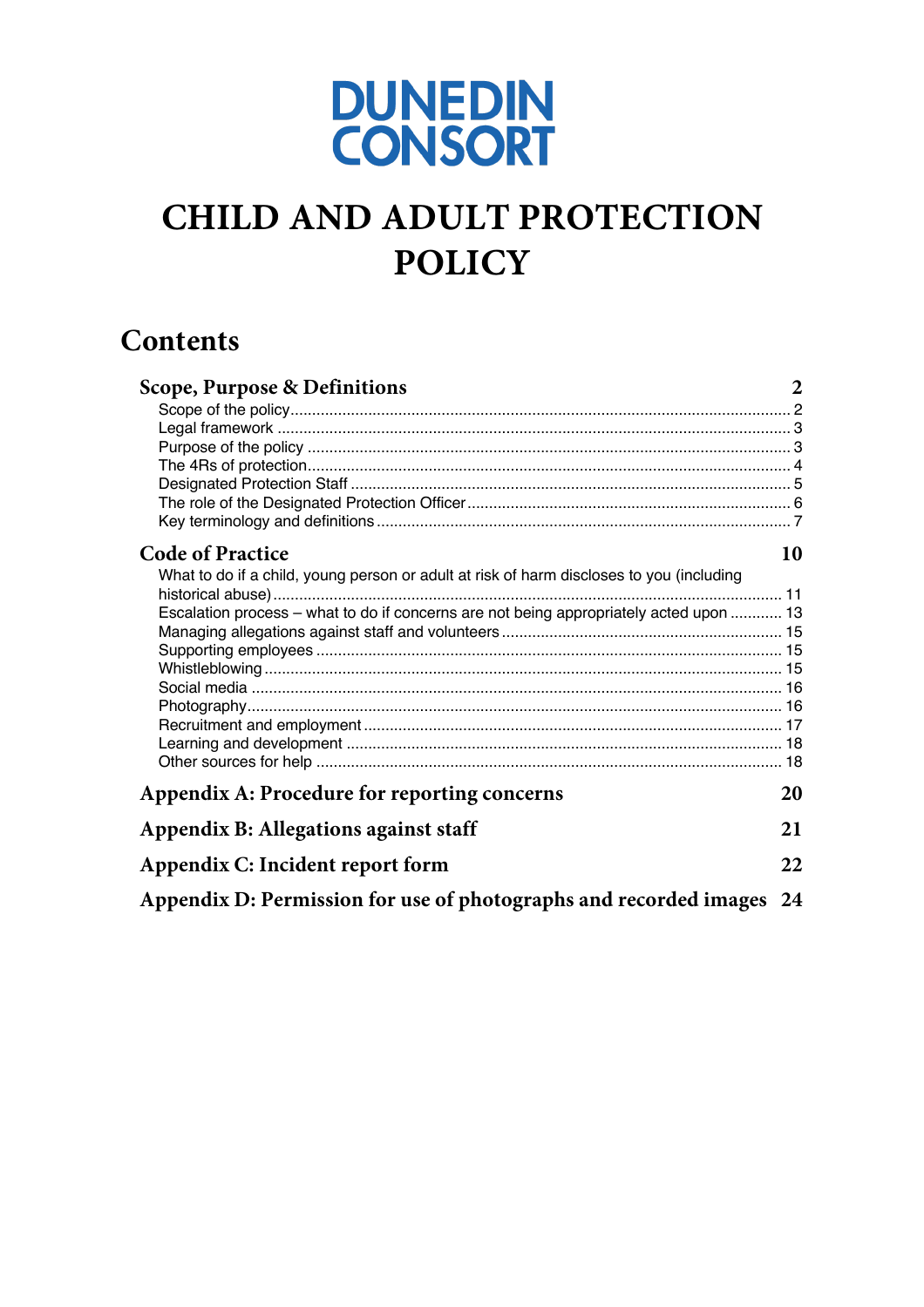DUNEDIN CONSORT

# CHILD AND ADULT PROTECTION POLICY

## Contents

**Scope, Purpose & Definitions** 2

- Scope of the policy 2
- Legal framework 3
- Purpose of the policy 3
- The 4Rs of protection 4
- Designated Protection Staff 5
- The role of the Designated Protection Officer 6
- Key terminology and definitions 7

**Code of Practice** 10

- What to do if a child, young person or adult at risk of harm discloses to you (including historical abuse) 11
- Escalation process – what to do if concerns are not being appropriately acted upon 13
- Managing allegations against staff and volunteers 15
- Supporting employees 15
- Whistleblowing 15
- Social media 16
- Photography 16
- Recruitment and employment 17
- Learning and development 18
- Other sources for help 18

**Appendix A: Procedure for reporting concerns** 20

**Appendix B: Allegations against staff** 21

**Appendix C: Incident report form** 22

**Appendix D: Permission for use of photographs and recorded images** 24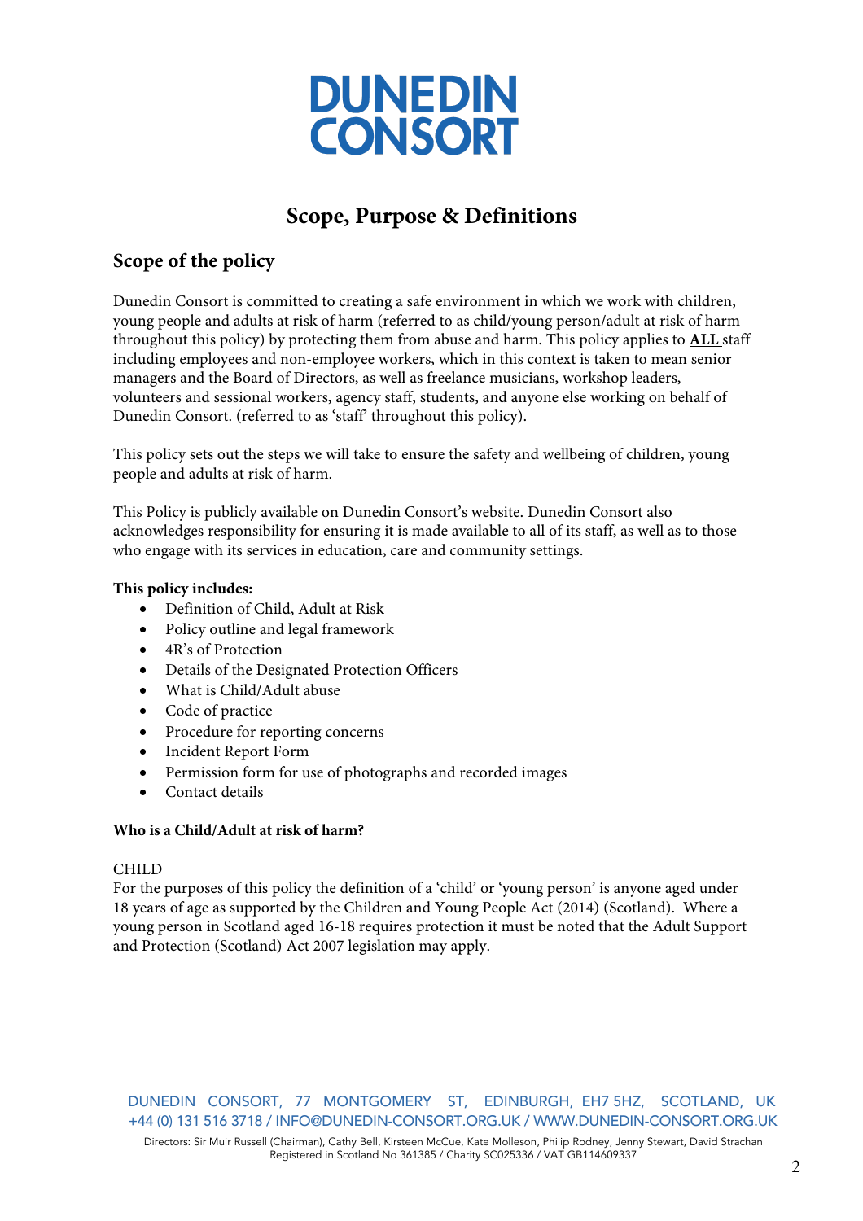# Scope, Purpose & Definitions

## Scope of the policy

Dunedin Consort is committed to creating a safe environment in which we work with children, young people and adults at risk of harm (referred to as child/young person/adult at risk of harm throughout this policy) by protecting them from abuse and harm. This policy applies to **ALL** staff including employees and non-employee workers, which in this context is taken to mean senior managers and the Board of Directors, as well as freelance musicians, workshop leaders, volunteers and sessional workers, agency staff, students, and anyone else working on behalf of Dunedin Consort. (referred to as 'staff' throughout this policy).

This policy sets out the steps we will take to ensure the safety and wellbeing of children, young people and adults at risk of harm.

This Policy is publicly available on Dunedin Consort's website. Dunedin Consort also acknowledges responsibility for ensuring it is made available to all of its staff, as well as to those who engage with its services in education, care and community settings.

**This policy includes:**

- Definition of Child, Adult at Risk
- Policy outline and legal framework
- 4R's of Protection
- Details of the Designated Protection Officers
- What is Child/Adult abuse
- Code of practice
- Procedure for reporting concerns
- Incident Report Form
- Permission form for use of photographs and recorded images
- Contact details

**Who is a Child/Adult at risk of harm?**

CHILD
For the purposes of this policy the definition of a 'child' or 'young person' is anyone aged under 18 years of age as supported by the Children and Young People Act (2014) (Scotland). Where a young person in Scotland aged 16-18 requires protection it must be noted that the Adult Support and Protection (Scotland) Act 2007 legislation may apply.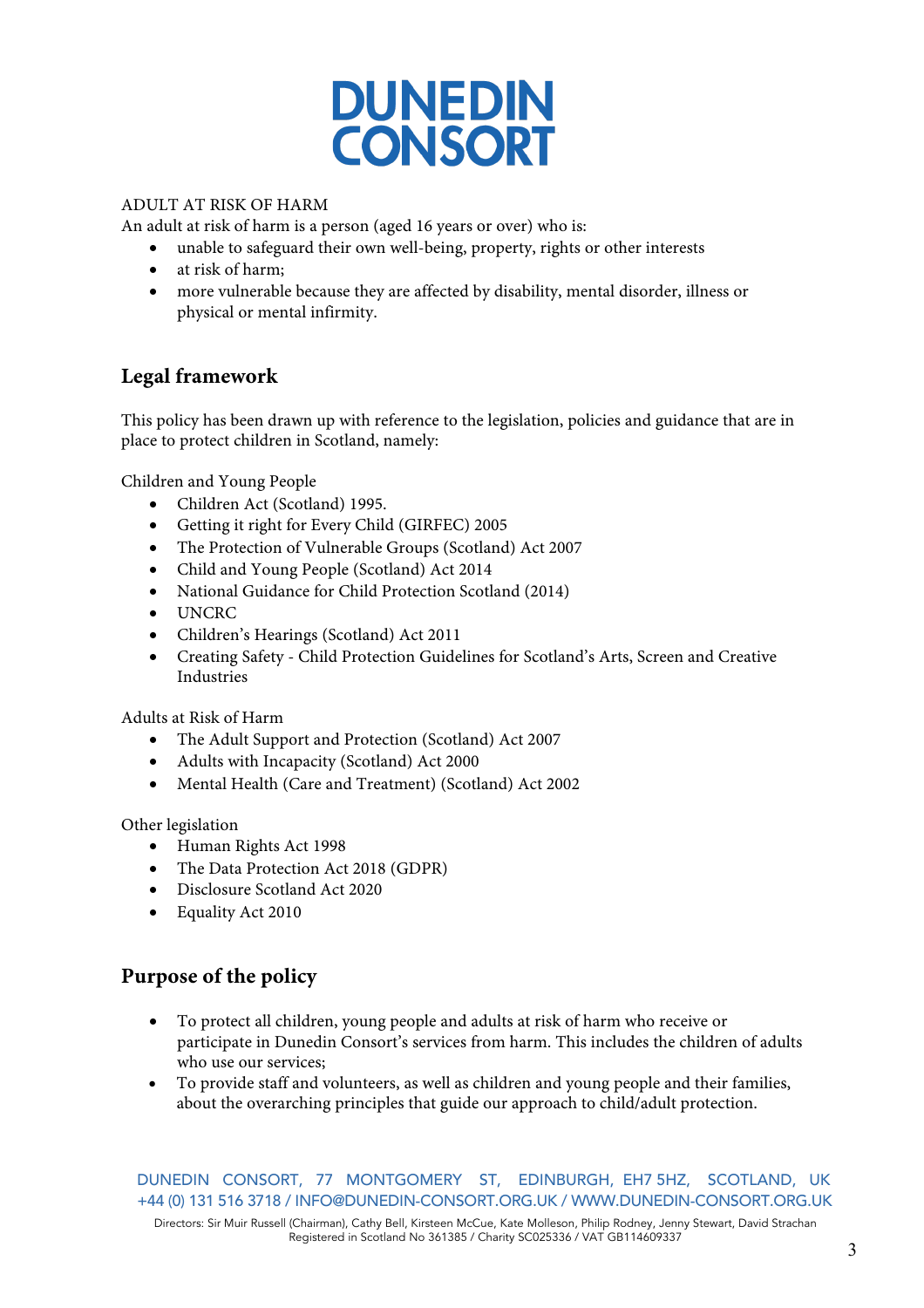ADULT AT RISK OF HARM

An adult at risk of harm is a person (aged 16 years or over) who is:

- unable to safeguard their own well-being, property, rights or other interests
- at risk of harm;
- more vulnerable because they are affected by disability, mental disorder, illness or physical or mental infirmity.

## Legal framework

This policy has been drawn up with reference to the legislation, policies and guidance that are in place to protect children in Scotland, namely:

Children and Young People

- Children Act (Scotland) 1995.
- Getting it right for Every Child (GIRFEC) 2005
- The Protection of Vulnerable Groups (Scotland) Act 2007
- Child and Young People (Scotland) Act 2014
- National Guidance for Child Protection Scotland (2014)
- UNCRC
- Children's Hearings (Scotland) Act 2011
- Creating Safety - Child Protection Guidelines for Scotland's Arts, Screen and Creative Industries

Adults at Risk of Harm

- The Adult Support and Protection (Scotland) Act 2007
- Adults with Incapacity (Scotland) Act 2000
- Mental Health (Care and Treatment) (Scotland) Act 2002

Other legislation

- Human Rights Act 1998
- The Data Protection Act 2018 (GDPR)
- Disclosure Scotland Act 2020
- Equality Act 2010

## Purpose of the policy

- To protect all children, young people and adults at risk of harm who receive or participate in Dunedin Consort's services from harm. This includes the children of adults who use our services;
- To provide staff and volunteers, as well as children and young people and their families, about the overarching principles that guide our approach to child/adult protection.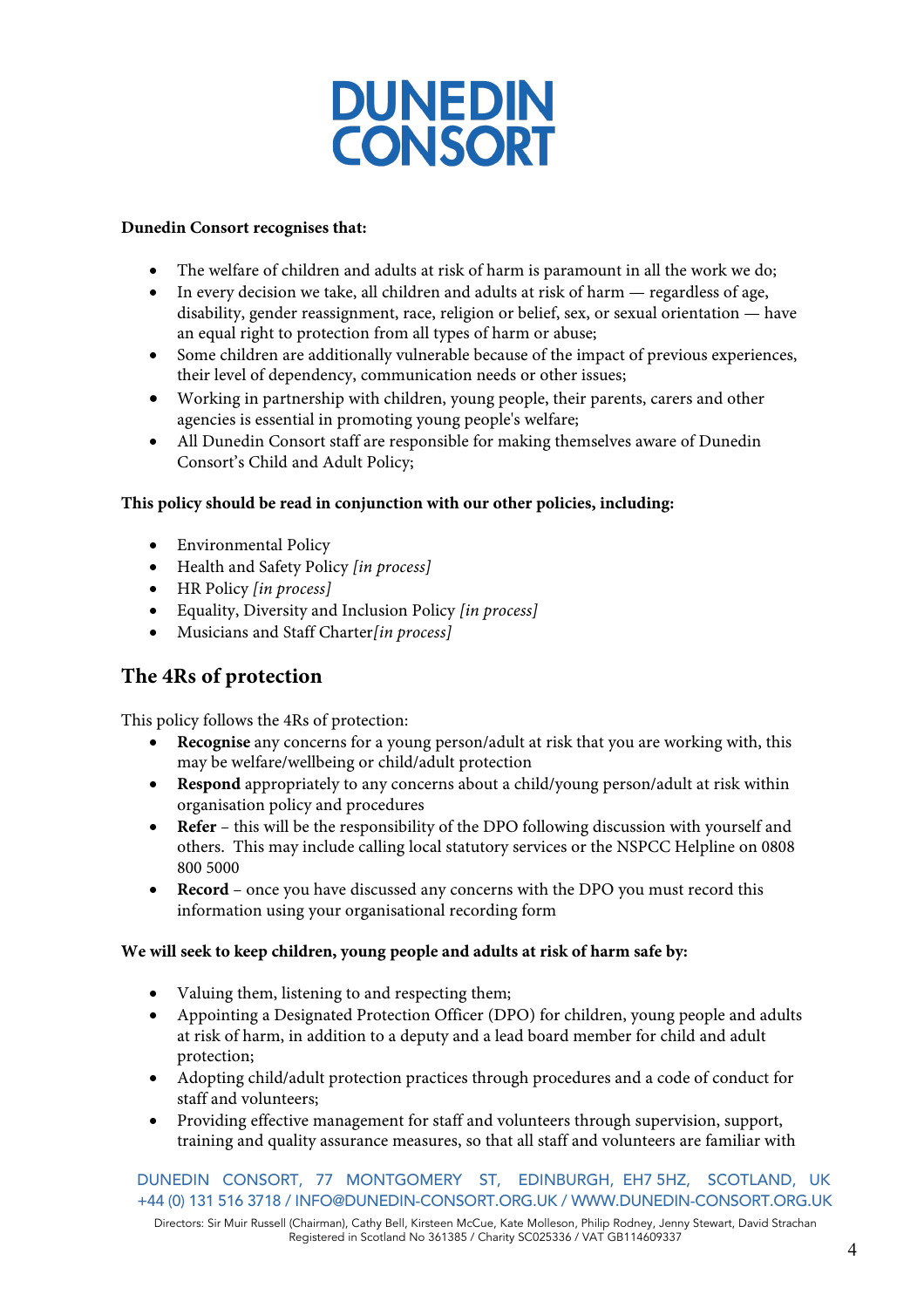**Dunedin Consort recognises that:**

- The welfare of children and adults at risk of harm is paramount in all the work we do;
- In every decision we take, all children and adults at risk of harm — regardless of age, disability, gender reassignment, race, religion or belief, sex, or sexual orientation — have an equal right to protection from all types of harm or abuse;
- Some children are additionally vulnerable because of the impact of previous experiences, their level of dependency, communication needs or other issues;
- Working in partnership with children, young people, their parents, carers and other agencies is essential in promoting young people's welfare;
- All Dunedin Consort staff are responsible for making themselves aware of Dunedin Consort's Child and Adult Policy;

**This policy should be read in conjunction with our other policies, including:**

- Environmental Policy
- Health and Safety Policy *[in process]*
- HR Policy *[in process]*
- Equality, Diversity and Inclusion Policy *[in process]*
- Musicians and Staff Charter*[in process]*

## The 4Rs of protection

This policy follows the 4Rs of protection:

- **Recognise** any concerns for a young person/adult at risk that you are working with, this may be welfare/wellbeing or child/adult protection
- **Respond** appropriately to any concerns about a child/young person/adult at risk within organisation policy and procedures
- **Refer** – this will be the responsibility of the DPO following discussion with yourself and others. This may include calling local statutory services or the NSPCC Helpline on 0808 800 5000
- **Record** – once you have discussed any concerns with the DPO you must record this information using your organisational recording form

**We will seek to keep children, young people and adults at risk of harm safe by:**

- Valuing them, listening to and respecting them;
- Appointing a Designated Protection Officer (DPO) for children, young people and adults at risk of harm, in addition to a deputy and a lead board member for child and adult protection;
- Adopting child/adult protection practices through procedures and a code of conduct for staff and volunteers;
- Providing effective management for staff and volunteers through supervision, support, training and quality assurance measures, so that all staff and volunteers are familiar with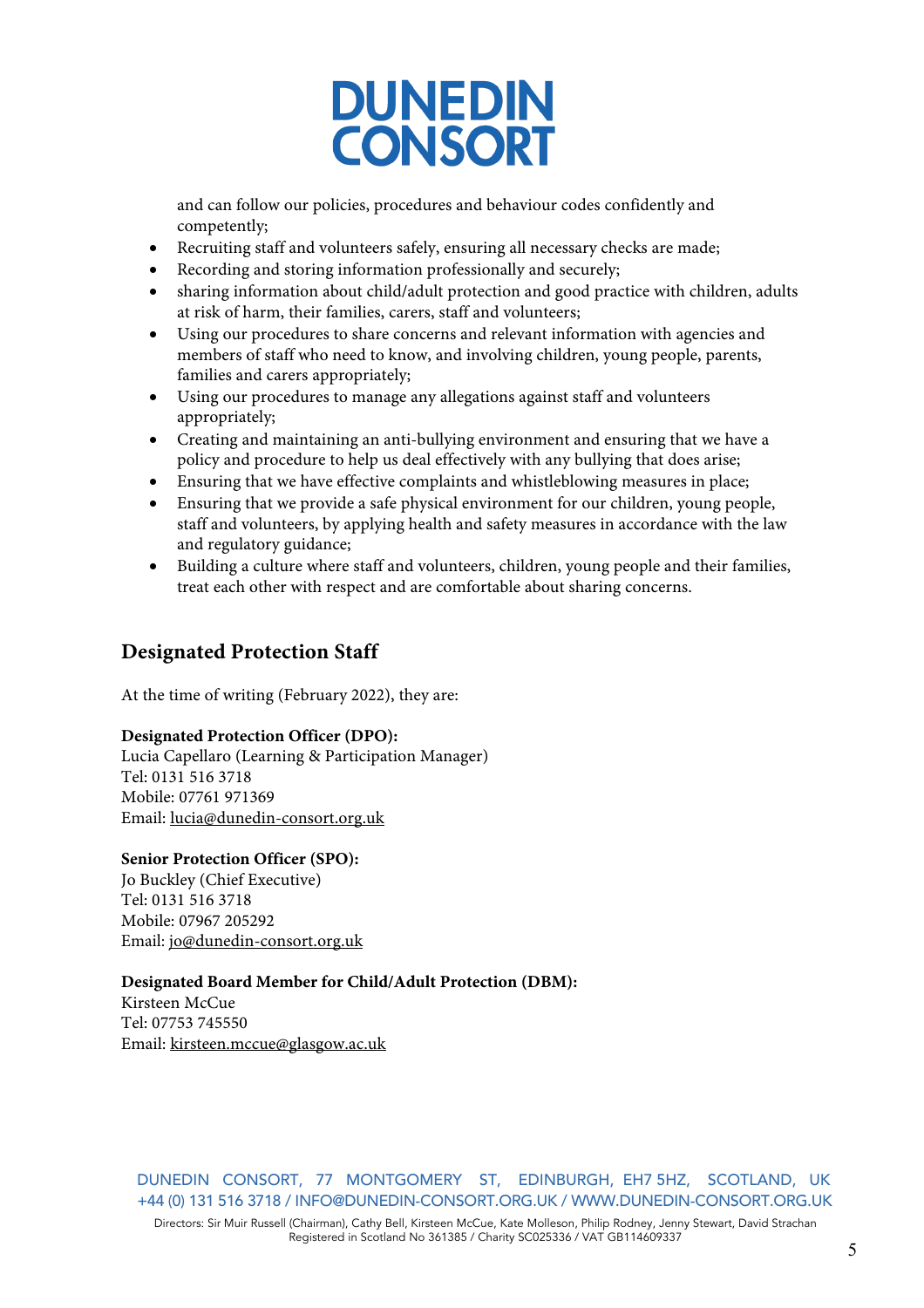and can follow our policies, procedures and behaviour codes confidently and competently;

- Recruiting staff and volunteers safely, ensuring all necessary checks are made;
- Recording and storing information professionally and securely;
- sharing information about child/adult protection and good practice with children, adults at risk of harm, their families, carers, staff and volunteers;
- Using our procedures to share concerns and relevant information with agencies and members of staff who need to know, and involving children, young people, parents, families and carers appropriately;
- Using our procedures to manage any allegations against staff and volunteers appropriately;
- Creating and maintaining an anti-bullying environment and ensuring that we have a policy and procedure to help us deal effectively with any bullying that does arise;
- Ensuring that we have effective complaints and whistleblowing measures in place;
- Ensuring that we provide a safe physical environment for our children, young people, staff and volunteers, by applying health and safety measures in accordance with the law and regulatory guidance;
- Building a culture where staff and volunteers, children, young people and their families, treat each other with respect and are comfortable about sharing concerns.

## Designated Protection Staff

At the time of writing (February 2022), they are:

**Designated Protection Officer (DPO):**
Lucia Capellaro (Learning & Participation Manager)
Tel: 0131 516 3718
Mobile: 07761 971369
Email: lucia@dunedin-consort.org.uk

**Senior Protection Officer (SPO):**
Jo Buckley (Chief Executive)
Tel: 0131 516 3718
Mobile: 07967 205292
Email: jo@dunedin-consort.org.uk

**Designated Board Member for Child/Adult Protection (DBM):**
Kirsteen McCue
Tel: 07753 745550
Email: kirsteen.mccue@glasgow.ac.uk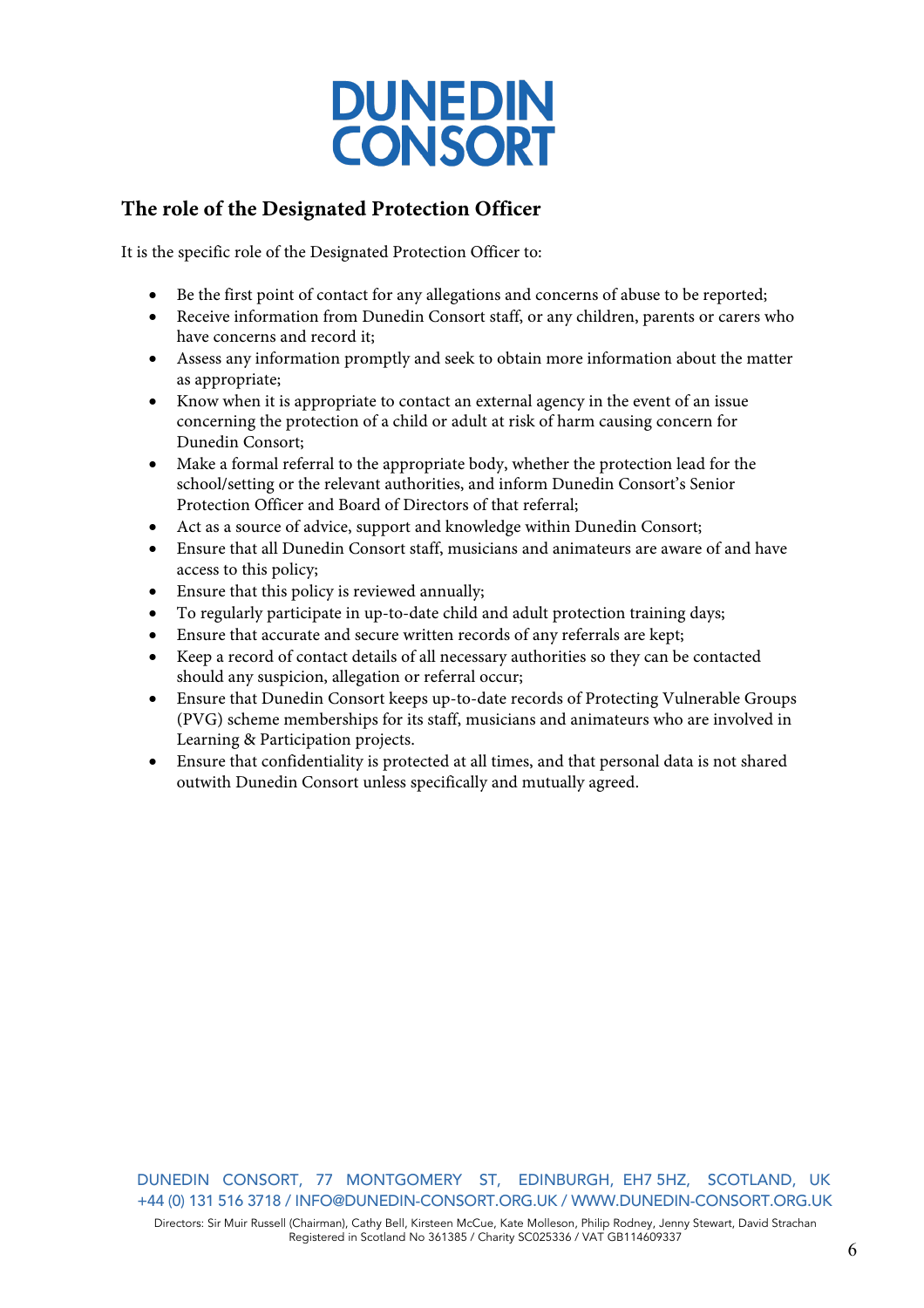## The role of the Designated Protection Officer

It is the specific role of the Designated Protection Officer to:

- Be the first point of contact for any allegations and concerns of abuse to be reported;
- Receive information from Dunedin Consort staff, or any children, parents or carers who have concerns and record it;
- Assess any information promptly and seek to obtain more information about the matter as appropriate;
- Know when it is appropriate to contact an external agency in the event of an issue concerning the protection of a child or adult at risk of harm causing concern for Dunedin Consort;
- Make a formal referral to the appropriate body, whether the protection lead for the school/setting or the relevant authorities, and inform Dunedin Consort's Senior Protection Officer and Board of Directors of that referral;
- Act as a source of advice, support and knowledge within Dunedin Consort;
- Ensure that all Dunedin Consort staff, musicians and animateurs are aware of and have access to this policy;
- Ensure that this policy is reviewed annually;
- To regularly participate in up-to-date child and adult protection training days;
- Ensure that accurate and secure written records of any referrals are kept;
- Keep a record of contact details of all necessary authorities so they can be contacted should any suspicion, allegation or referral occur;
- Ensure that Dunedin Consort keeps up-to-date records of Protecting Vulnerable Groups (PVG) scheme memberships for its staff, musicians and animateurs who are involved in Learning & Participation projects.
- Ensure that confidentiality is protected at all times, and that personal data is not shared outwith Dunedin Consort unless specifically and mutually agreed.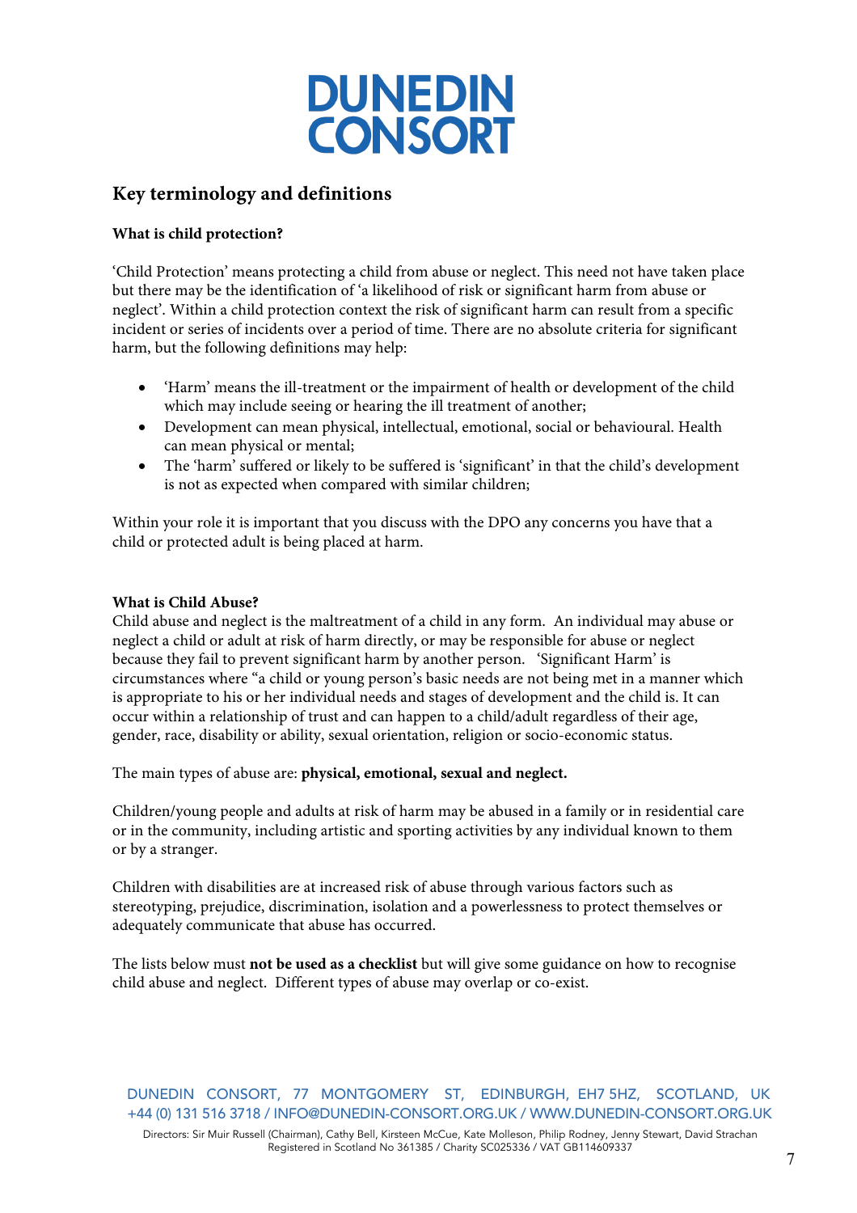## Key terminology and definitions

**What is child protection?**

'Child Protection' means protecting a child from abuse or neglect. This need not have taken place but there may be the identification of 'a likelihood of risk or significant harm from abuse or neglect'. Within a child protection context the risk of significant harm can result from a specific incident or series of incidents over a period of time. There are no absolute criteria for significant harm, but the following definitions may help:

- 'Harm' means the ill-treatment or the impairment of health or development of the child which may include seeing or hearing the ill treatment of another;
- Development can mean physical, intellectual, emotional, social or behavioural. Health can mean physical or mental;
- The 'harm' suffered or likely to be suffered is 'significant' in that the child's development is not as expected when compared with similar children;

Within your role it is important that you discuss with the DPO any concerns you have that a child or protected adult is being placed at harm.

**What is Child Abuse?**
Child abuse and neglect is the maltreatment of a child in any form. An individual may abuse or neglect a child or adult at risk of harm directly, or may be responsible for abuse or neglect because they fail to prevent significant harm by another person. 'Significant Harm' is circumstances where "a child or young person's basic needs are not being met in a manner which is appropriate to his or her individual needs and stages of development and the child is. It can occur within a relationship of trust and can happen to a child/adult regardless of their age, gender, race, disability or ability, sexual orientation, religion or socio-economic status.

The main types of abuse are: **physical, emotional, sexual and neglect.**

Children/young people and adults at risk of harm may be abused in a family or in residential care or in the community, including artistic and sporting activities by any individual known to them or by a stranger.

Children with disabilities are at increased risk of abuse through various factors such as stereotyping, prejudice, discrimination, isolation and a powerlessness to protect themselves or adequately communicate that abuse has occurred.

The lists below must **not be used as a checklist** but will give some guidance on how to recognise child abuse and neglect. Different types of abuse may overlap or co-exist.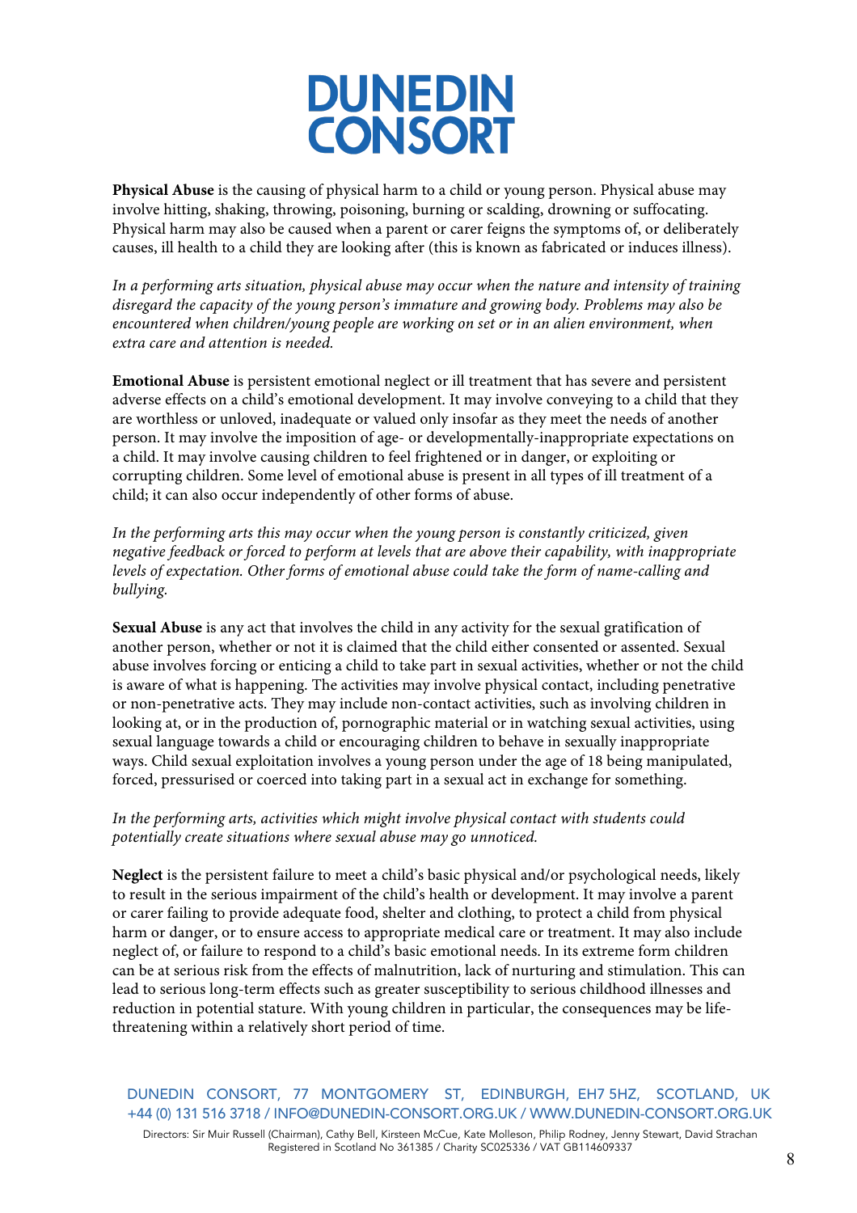**Physical Abuse** is the causing of physical harm to a child or young person. Physical abuse may involve hitting, shaking, throwing, poisoning, burning or scalding, drowning or suffocating. Physical harm may also be caused when a parent or carer feigns the symptoms of, or deliberately causes, ill health to a child they are looking after (this is known as fabricated or induces illness).

*In a performing arts situation, physical abuse may occur when the nature and intensity of training disregard the capacity of the young person's immature and growing body. Problems may also be encountered when children/young people are working on set or in an alien environment, when extra care and attention is needed.*

**Emotional Abuse** is persistent emotional neglect or ill treatment that has severe and persistent adverse effects on a child's emotional development. It may involve conveying to a child that they are worthless or unloved, inadequate or valued only insofar as they meet the needs of another person. It may involve the imposition of age- or developmentally-inappropriate expectations on a child. It may involve causing children to feel frightened or in danger, or exploiting or corrupting children. Some level of emotional abuse is present in all types of ill treatment of a child; it can also occur independently of other forms of abuse.

*In the performing arts this may occur when the young person is constantly criticized, given negative feedback or forced to perform at levels that are above their capability, with inappropriate levels of expectation. Other forms of emotional abuse could take the form of name-calling and bullying.*

**Sexual Abuse** is any act that involves the child in any activity for the sexual gratification of another person, whether or not it is claimed that the child either consented or assented. Sexual abuse involves forcing or enticing a child to take part in sexual activities, whether or not the child is aware of what is happening. The activities may involve physical contact, including penetrative or non-penetrative acts. They may include non-contact activities, such as involving children in looking at, or in the production of, pornographic material or in watching sexual activities, using sexual language towards a child or encouraging children to behave in sexually inappropriate ways. Child sexual exploitation involves a young person under the age of 18 being manipulated, forced, pressurised or coerced into taking part in a sexual act in exchange for something.

*In the performing arts, activities which might involve physical contact with students could potentially create situations where sexual abuse may go unnoticed.*

**Neglect** is the persistent failure to meet a child's basic physical and/or psychological needs, likely to result in the serious impairment of the child's health or development. It may involve a parent or carer failing to provide adequate food, shelter and clothing, to protect a child from physical harm or danger, or to ensure access to appropriate medical care or treatment. It may also include neglect of, or failure to respond to a child's basic emotional needs. In its extreme form children can be at serious risk from the effects of malnutrition, lack of nurturing and stimulation. This can lead to serious long-term effects such as greater susceptibility to serious childhood illnesses and reduction in potential stature. With young children in particular, the consequences may be life-threatening within a relatively short period of time.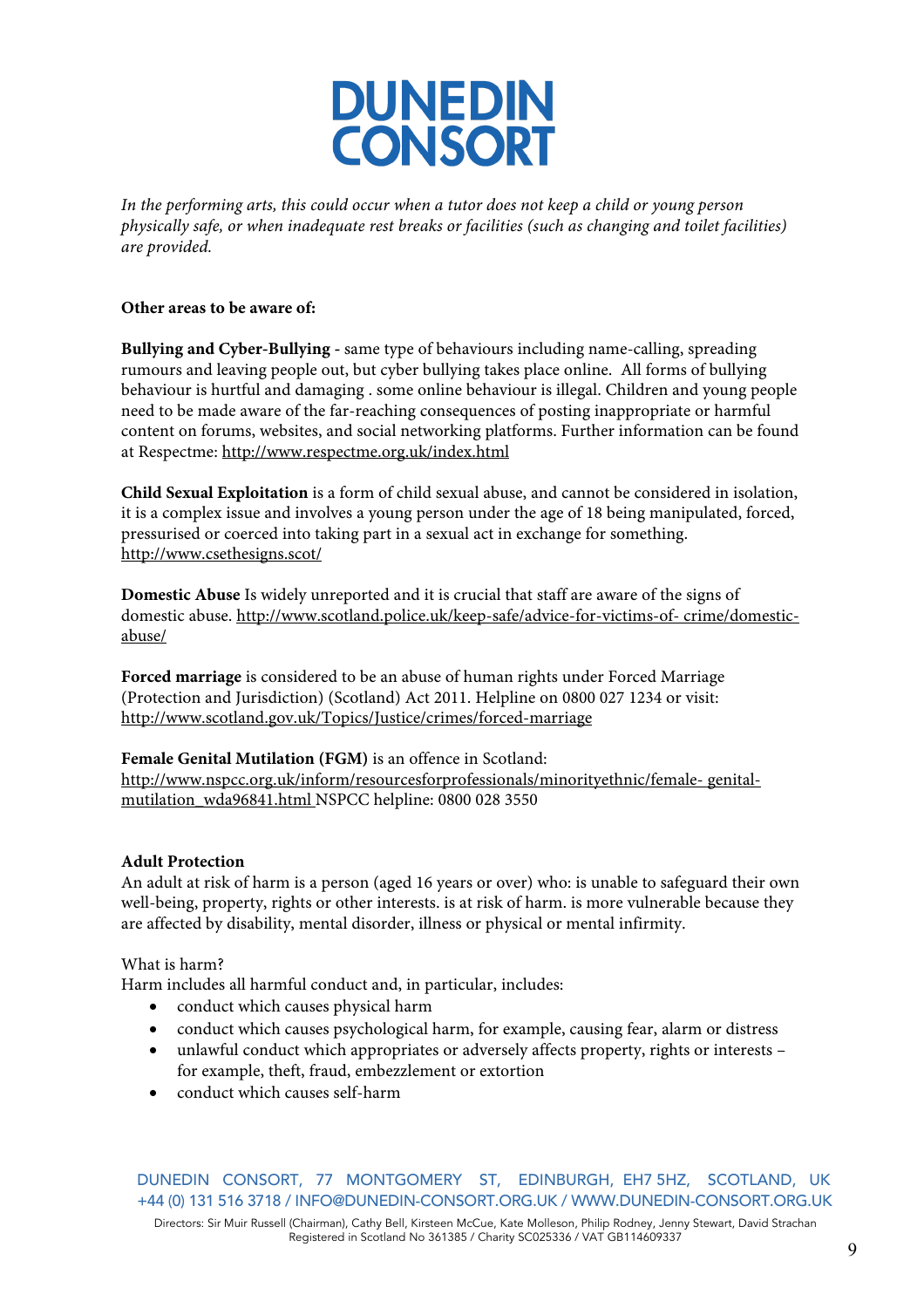*In the performing arts, this could occur when a tutor does not keep a child or young person physically safe, or when inadequate rest breaks or facilities (such as changing and toilet facilities) are provided.*

**Other areas to be aware of:**

**Bullying and Cyber-Bullying** - same type of behaviours including name-calling, spreading rumours and leaving people out, but cyber bullying takes place online. All forms of bullying behaviour is hurtful and damaging . some online behaviour is illegal. Children and young people need to be made aware of the far-reaching consequences of posting inappropriate or harmful content on forums, websites, and social networking platforms. Further information can be found at Respectme: http://www.respectme.org.uk/index.html

**Child Sexual Exploitation** is a form of child sexual abuse, and cannot be considered in isolation, it is a complex issue and involves a young person under the age of 18 being manipulated, forced, pressurised or coerced into taking part in a sexual act in exchange for something. http://www.csethesigns.scot/

**Domestic Abuse** Is widely unreported and it is crucial that staff are aware of the signs of domestic abuse. http://www.scotland.police.uk/keep-safe/advice-for-victims-of- crime/domestic-abuse/

**Forced marriage** is considered to be an abuse of human rights under Forced Marriage (Protection and Jurisdiction) (Scotland) Act 2011. Helpline on 0800 027 1234 or visit: http://www.scotland.gov.uk/Topics/Justice/crimes/forced-marriage

**Female Genital Mutilation (FGM)** is an offence in Scotland: http://www.nspcc.org.uk/inform/resourcesforprofessionals/minorityethnic/female- genital-mutilation_wda96841.html NSPCC helpline: 0800 028 3550

**Adult Protection**

An adult at risk of harm is a person (aged 16 years or over) who: is unable to safeguard their own well-being, property, rights or other interests. is at risk of harm. is more vulnerable because they are affected by disability, mental disorder, illness or physical or mental infirmity.

What is harm?

Harm includes all harmful conduct and, in particular, includes:

- conduct which causes physical harm
- conduct which causes psychological harm, for example, causing fear, alarm or distress
- unlawful conduct which appropriates or adversely affects property, rights or interests – for example, theft, fraud, embezzlement or extortion
- conduct which causes self-harm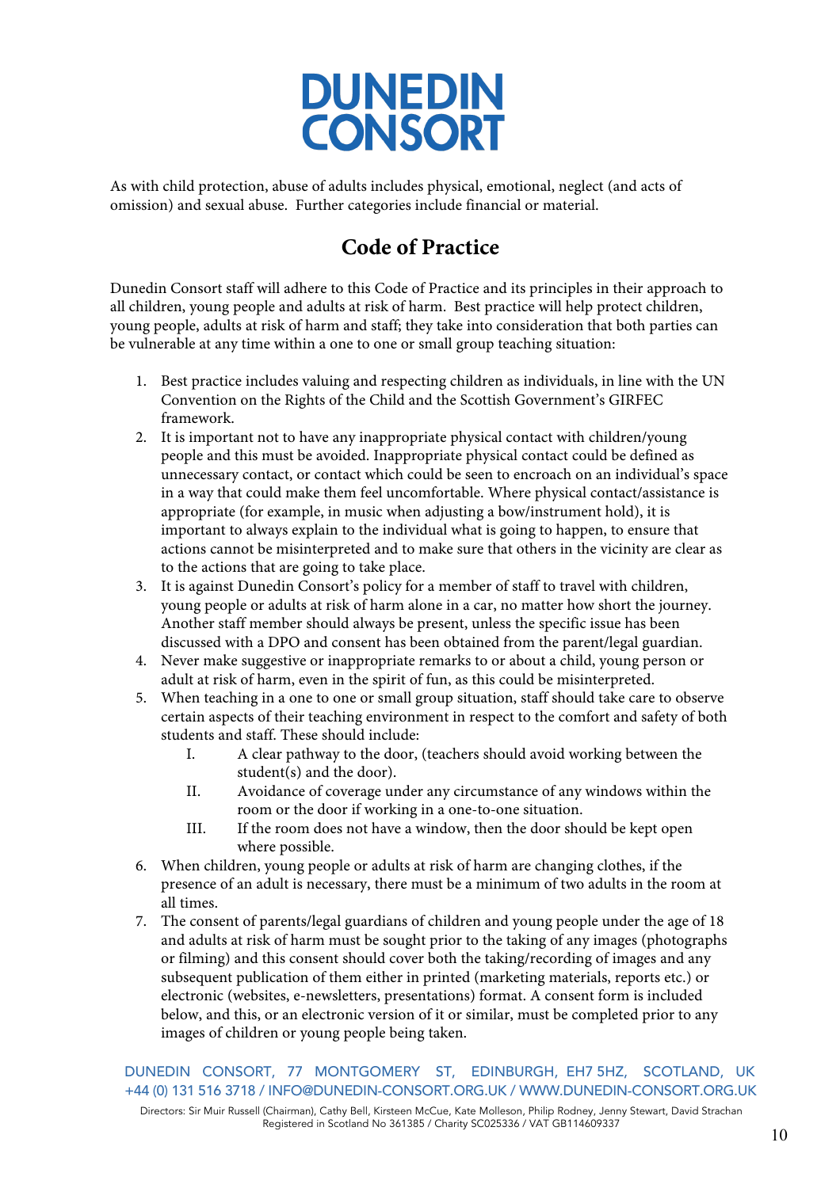As with child protection, abuse of adults includes physical, emotional, neglect (and acts of omission) and sexual abuse. Further categories include financial or material.

## Code of Practice

Dunedin Consort staff will adhere to this Code of Practice and its principles in their approach to all children, young people and adults at risk of harm. Best practice will help protect children, young people, adults at risk of harm and staff; they take into consideration that both parties can be vulnerable at any time within a one to one or small group teaching situation:

1. Best practice includes valuing and respecting children as individuals, in line with the UN Convention on the Rights of the Child and the Scottish Government's GIRFEC framework.
2. It is important not to have any inappropriate physical contact with children/young people and this must be avoided. Inappropriate physical contact could be defined as unnecessary contact, or contact which could be seen to encroach on an individual's space in a way that could make them feel uncomfortable. Where physical contact/assistance is appropriate (for example, in music when adjusting a bow/instrument hold), it is important to always explain to the individual what is going to happen, to ensure that actions cannot be misinterpreted and to make sure that others in the vicinity are clear as to the actions that are going to take place.
3. It is against Dunedin Consort's policy for a member of staff to travel with children, young people or adults at risk of harm alone in a car, no matter how short the journey. Another staff member should always be present, unless the specific issue has been discussed with a DPO and consent has been obtained from the parent/legal guardian.
4. Never make suggestive or inappropriate remarks to or about a child, young person or adult at risk of harm, even in the spirit of fun, as this could be misinterpreted.
5. When teaching in a one to one or small group situation, staff should take care to observe certain aspects of their teaching environment in respect to the comfort and safety of both students and staff. These should include:
   I. A clear pathway to the door, (teachers should avoid working between the student(s) and the door).
   II. Avoidance of coverage under any circumstance of any windows within the room or the door if working in a one-to-one situation.
   III. If the room does not have a window, then the door should be kept open where possible.
6. When children, young people or adults at risk of harm are changing clothes, if the presence of an adult is necessary, there must be a minimum of two adults in the room at all times.
7. The consent of parents/legal guardians of children and young people under the age of 18 and adults at risk of harm must be sought prior to the taking of any images (photographs or filming) and this consent should cover both the taking/recording of images and any subsequent publication of them either in printed (marketing materials, reports etc.) or electronic (websites, e-newsletters, presentations) format. A consent form is included below, and this, or an electronic version of it or similar, must be completed prior to any images of children or young people being taken.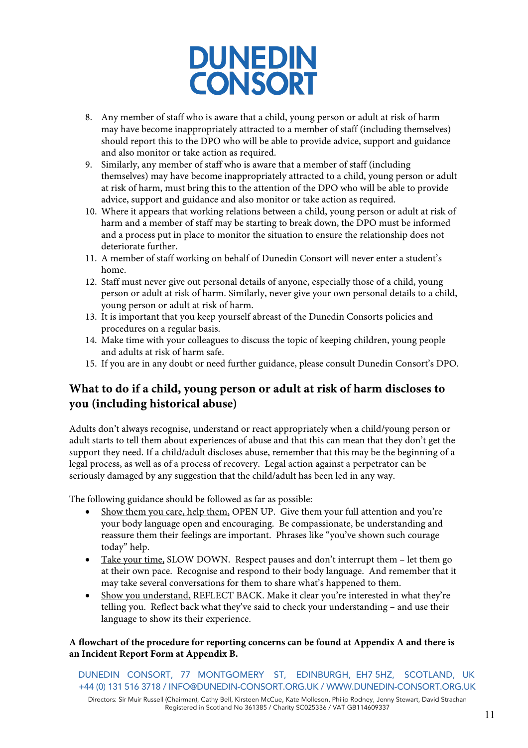8. Any member of staff who is aware that a child, young person or adult at risk of harm may have become inappropriately attracted to a member of staff (including themselves) should report this to the DPO who will be able to provide advice, support and guidance and also monitor or take action as required.
9. Similarly, any member of staff who is aware that a member of staff (including themselves) may have become inappropriately attracted to a child, young person or adult at risk of harm, must bring this to the attention of the DPO who will be able to provide advice, support and guidance and also monitor or take action as required.
10. Where it appears that working relations between a child, young person or adult at risk of harm and a member of staff may be starting to break down, the DPO must be informed and a process put in place to monitor the situation to ensure the relationship does not deteriorate further.
11. A member of staff working on behalf of Dunedin Consort will never enter a student's home.
12. Staff must never give out personal details of anyone, especially those of a child, young person or adult at risk of harm. Similarly, never give your own personal details to a child, young person or adult at risk of harm.
13. It is important that you keep yourself abreast of the Dunedin Consorts policies and procedures on a regular basis.
14. Make time with your colleagues to discuss the topic of keeping children, young people and adults at risk of harm safe.
15. If you are in any doubt or need further guidance, please consult Dunedin Consort's DPO.

## What to do if a child, young person or adult at risk of harm discloses to you (including historical abuse)

Adults don't always recognise, understand or react appropriately when a child/young person or adult starts to tell them about experiences of abuse and that this can mean that they don't get the support they need. If a child/adult discloses abuse, remember that this may be the beginning of a legal process, as well as of a process of recovery. Legal action against a perpetrator can be seriously damaged by any suggestion that the child/adult has been led in any way.

The following guidance should be followed as far as possible:

- Show them you care, help them, OPEN UP. Give them your full attention and you're your body language open and encouraging. Be compassionate, be understanding and reassure them their feelings are important. Phrases like "you've shown such courage today" help.
- Take your time, SLOW DOWN. Respect pauses and don't interrupt them – let them go at their own pace. Recognise and respond to their body language. And remember that it may take several conversations for them to share what's happened to them.
- Show you understand, REFLECT BACK. Make it clear you're interested in what they're telling you. Reflect back what they've said to check your understanding – and use their language to show its their experience.

**A flowchart of the procedure for reporting concerns can be found at Appendix A and there is an Incident Report Form at Appendix B.**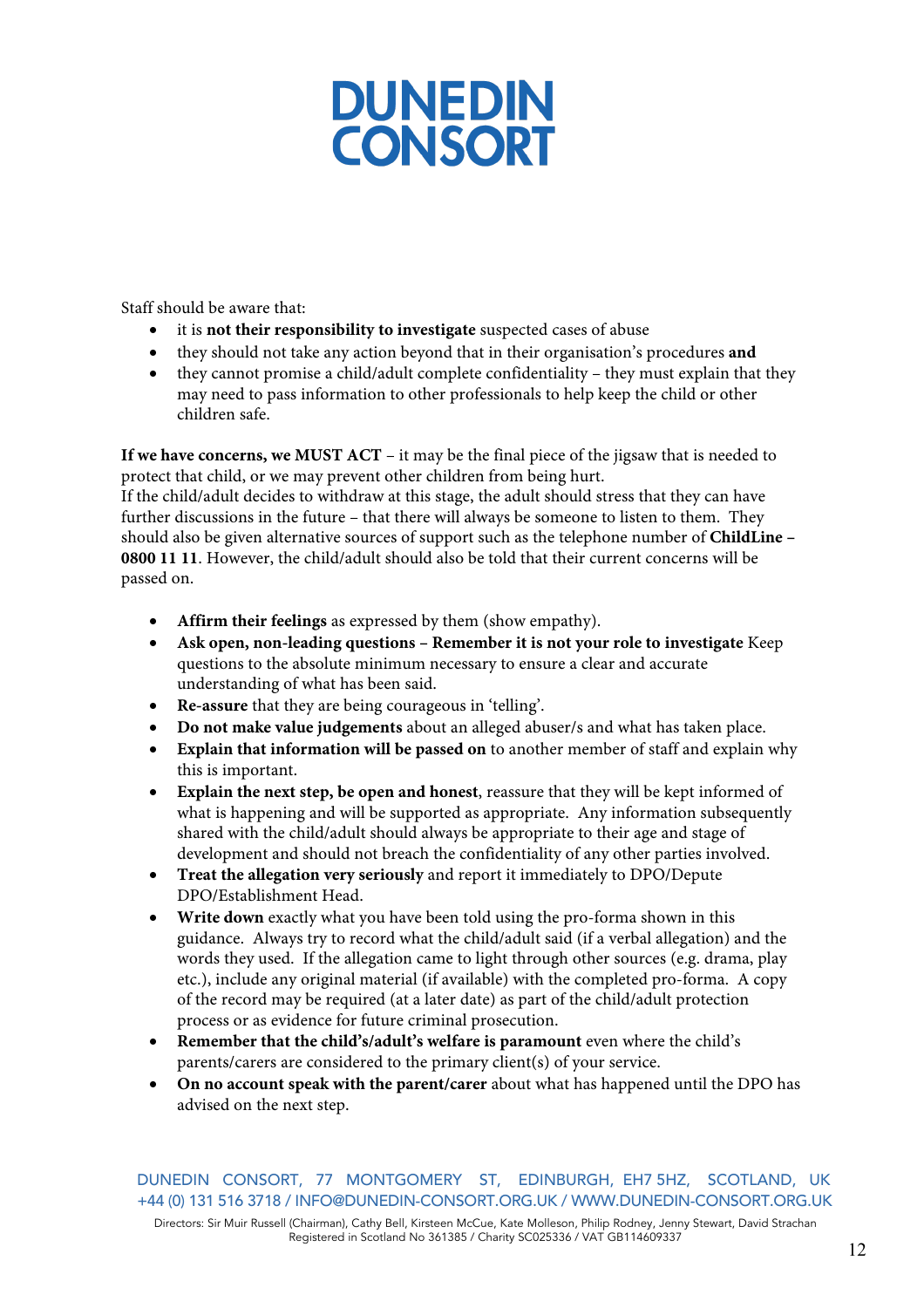Staff should be aware that:

- it is **not their responsibility to investigate** suspected cases of abuse
- they should not take any action beyond that in their organisation's procedures **and**
- they cannot promise a child/adult complete confidentiality – they must explain that they may need to pass information to other professionals to help keep the child or other children safe.

**If we have concerns, we MUST ACT** – it may be the final piece of the jigsaw that is needed to protect that child, or we may prevent other children from being hurt.
If the child/adult decides to withdraw at this stage, the adult should stress that they can have further discussions in the future – that there will always be someone to listen to them. They should also be given alternative sources of support such as the telephone number of **ChildLine – 0800 11 11**. However, the child/adult should also be told that their current concerns will be passed on.

- **Affirm their feelings** as expressed by them (show empathy).
- **Ask open, non-leading questions – Remember it is not your role to investigate** Keep questions to the absolute minimum necessary to ensure a clear and accurate understanding of what has been said.
- **Re-assure** that they are being courageous in 'telling'.
- **Do not make value judgements** about an alleged abuser/s and what has taken place.
- **Explain that information will be passed on** to another member of staff and explain why this is important.
- **Explain the next step, be open and honest**, reassure that they will be kept informed of what is happening and will be supported as appropriate. Any information subsequently shared with the child/adult should always be appropriate to their age and stage of development and should not breach the confidentiality of any other parties involved.
- **Treat the allegation very seriously** and report it immediately to DPO/Depute DPO/Establishment Head.
- **Write down** exactly what you have been told using the pro-forma shown in this guidance. Always try to record what the child/adult said (if a verbal allegation) and the words they used. If the allegation came to light through other sources (e.g. drama, play etc.), include any original material (if available) with the completed pro-forma. A copy of the record may be required (at a later date) as part of the child/adult protection process or as evidence for future criminal prosecution.
- **Remember that the child's/adult's welfare is paramount** even where the child's parents/carers are considered to the primary client(s) of your service.
- **On no account speak with the parent/carer** about what has happened until the DPO has advised on the next step.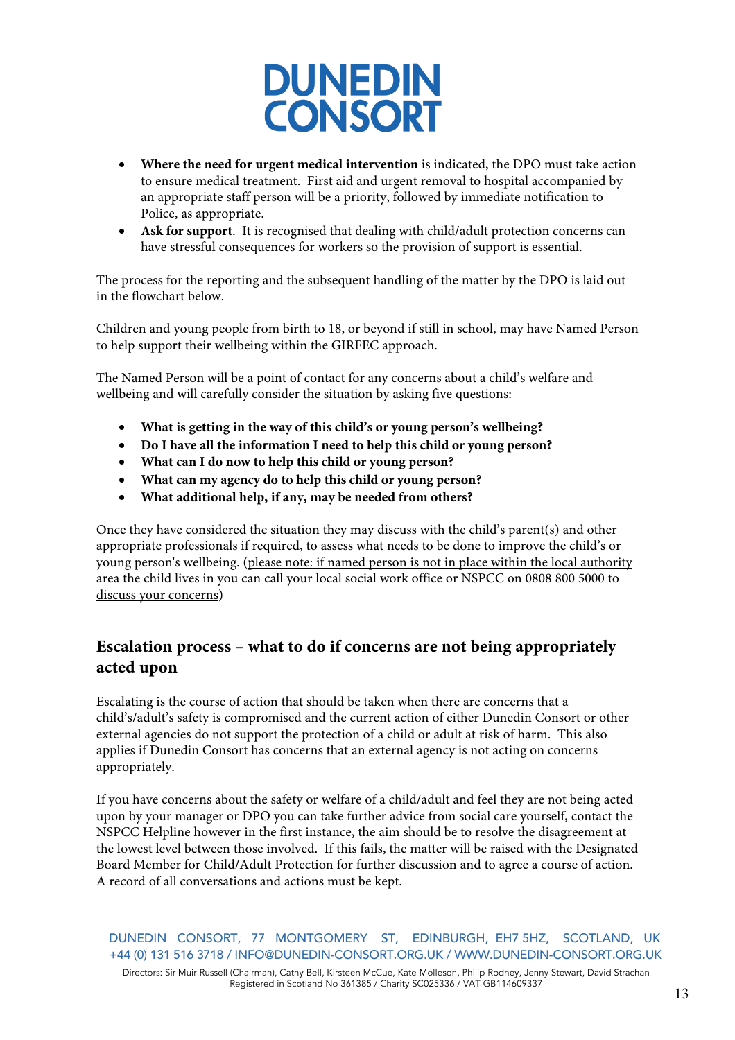- **Where the need for urgent medical intervention** is indicated, the DPO must take action to ensure medical treatment. First aid and urgent removal to hospital accompanied by an appropriate staff person will be a priority, followed by immediate notification to Police, as appropriate.
- **Ask for support**. It is recognised that dealing with child/adult protection concerns can have stressful consequences for workers so the provision of support is essential.

The process for the reporting and the subsequent handling of the matter by the DPO is laid out in the flowchart below.

Children and young people from birth to 18, or beyond if still in school, may have Named Person to help support their wellbeing within the GIRFEC approach.

The Named Person will be a point of contact for any concerns about a child's welfare and wellbeing and will carefully consider the situation by asking five questions:

- **What is getting in the way of this child's or young person's wellbeing?**
- **Do I have all the information I need to help this child or young person?**
- **What can I do now to help this child or young person?**
- **What can my agency do to help this child or young person?**
- **What additional help, if any, may be needed from others?**

Once they have considered the situation they may discuss with the child's parent(s) and other appropriate professionals if required, to assess what needs to be done to improve the child's or young person's wellbeing. (please note: if named person is not in place within the local authority area the child lives in you can call your local social work office or NSPCC on 0808 800 5000 to discuss your concerns)

## Escalation process – what to do if concerns are not being appropriately acted upon

Escalating is the course of action that should be taken when there are concerns that a child's/adult's safety is compromised and the current action of either Dunedin Consort or other external agencies do not support the protection of a child or adult at risk of harm. This also applies if Dunedin Consort has concerns that an external agency is not acting on concerns appropriately.

If you have concerns about the safety or welfare of a child/adult and feel they are not being acted upon by your manager or DPO you can take further advice from social care yourself, contact the NSPCC Helpline however in the first instance, the aim should be to resolve the disagreement at the lowest level between those involved. If this fails, the matter will be raised with the Designated Board Member for Child/Adult Protection for further discussion and to agree a course of action. A record of all conversations and actions must be kept.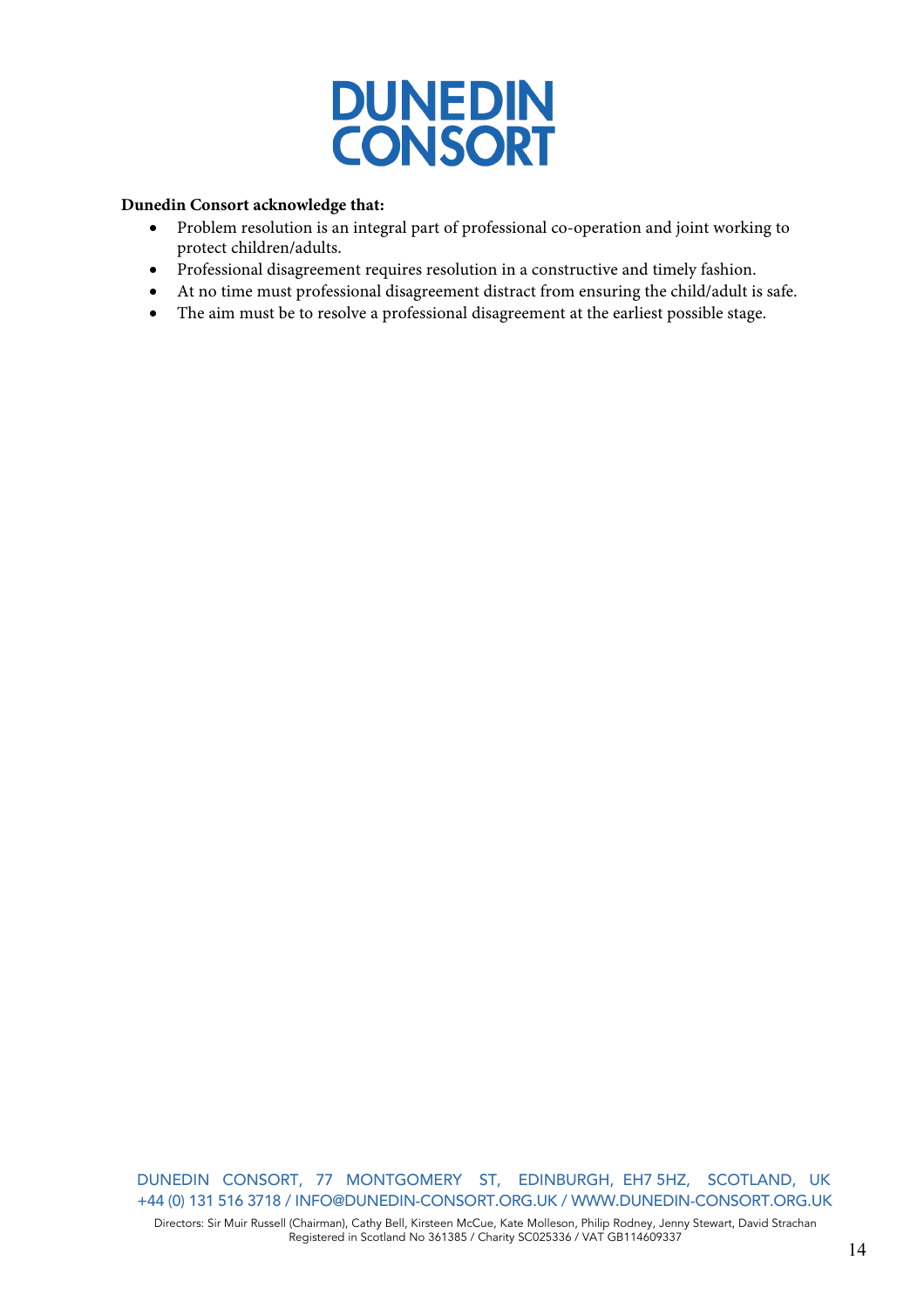**Dunedin Consort acknowledge that:**

- Problem resolution is an integral part of professional co-operation and joint working to protect children/adults.
- Professional disagreement requires resolution in a constructive and timely fashion.
- At no time must professional disagreement distract from ensuring the child/adult is safe.
- The aim must be to resolve a professional disagreement at the earliest possible stage.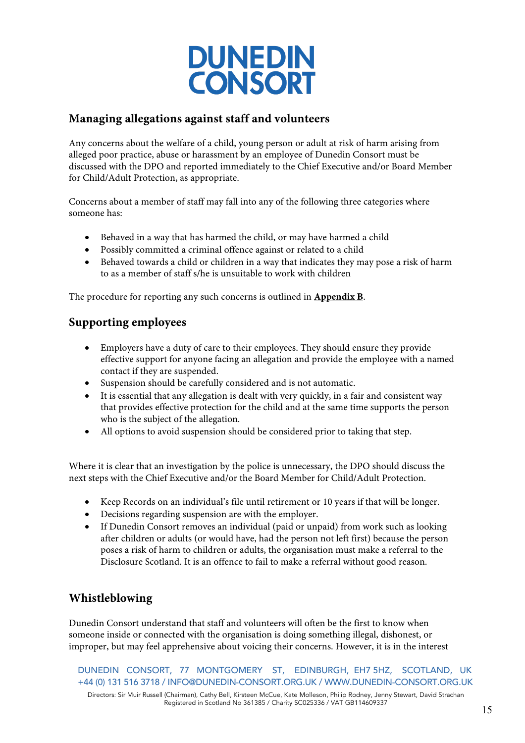## Managing allegations against staff and volunteers

Any concerns about the welfare of a child, young person or adult at risk of harm arising from alleged poor practice, abuse or harassment by an employee of Dunedin Consort must be discussed with the DPO and reported immediately to the Chief Executive and/or Board Member for Child/Adult Protection, as appropriate.

Concerns about a member of staff may fall into any of the following three categories where someone has:

- Behaved in a way that has harmed the child, or may have harmed a child
- Possibly committed a criminal offence against or related to a child
- Behaved towards a child or children in a way that indicates they may pose a risk of harm to as a member of staff s/he is unsuitable to work with children

The procedure for reporting any such concerns is outlined in **Appendix B**.

## Supporting employees

- Employers have a duty of care to their employees. They should ensure they provide effective support for anyone facing an allegation and provide the employee with a named contact if they are suspended.
- Suspension should be carefully considered and is not automatic.
- It is essential that any allegation is dealt with very quickly, in a fair and consistent way that provides effective protection for the child and at the same time supports the person who is the subject of the allegation.
- All options to avoid suspension should be considered prior to taking that step.

Where it is clear that an investigation by the police is unnecessary, the DPO should discuss the next steps with the Chief Executive and/or the Board Member for Child/Adult Protection.

- Keep Records on an individual's file until retirement or 10 years if that will be longer.
- Decisions regarding suspension are with the employer.
- If Dunedin Consort removes an individual (paid or unpaid) from work such as looking after children or adults (or would have, had the person not left first) because the person poses a risk of harm to children or adults, the organisation must make a referral to the Disclosure Scotland. It is an offence to fail to make a referral without good reason.

## Whistleblowing

Dunedin Consort understand that staff and volunteers will often be the first to know when someone inside or connected with the organisation is doing something illegal, dishonest, or improper, but may feel apprehensive about voicing their concerns. However, it is in the interest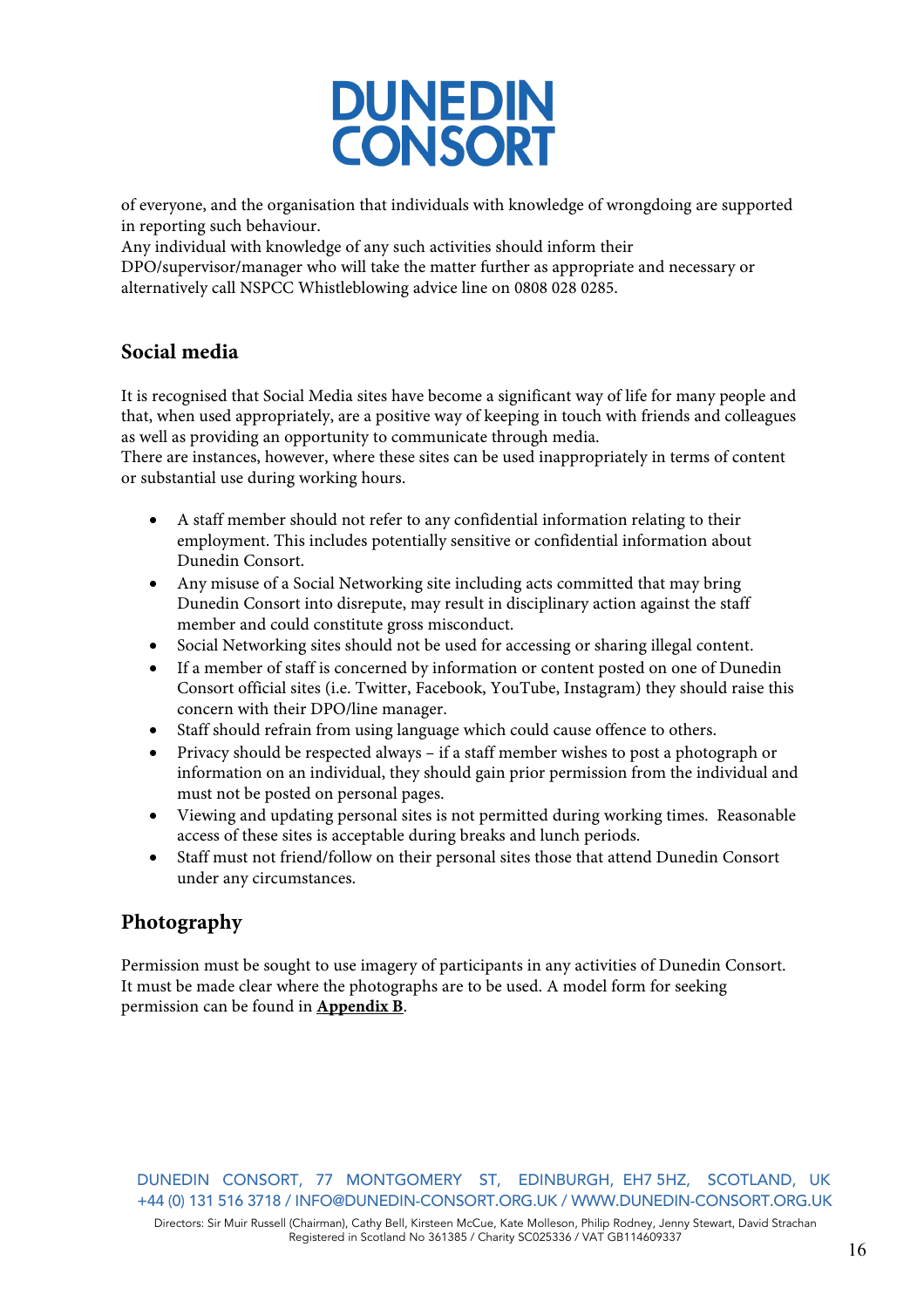of everyone, and the organisation that individuals with knowledge of wrongdoing are supported in reporting such behaviour.
Any individual with knowledge of any such activities should inform their DPO/supervisor/manager who will take the matter further as appropriate and necessary or alternatively call NSPCC Whistleblowing advice line on 0808 028 0285.

## Social media

It is recognised that Social Media sites have become a significant way of life for many people and that, when used appropriately, are a positive way of keeping in touch with friends and colleagues as well as providing an opportunity to communicate through media.
There are instances, however, where these sites can be used inappropriately in terms of content or substantial use during working hours.

- A staff member should not refer to any confidential information relating to their employment. This includes potentially sensitive or confidential information about Dunedin Consort.
- Any misuse of a Social Networking site including acts committed that may bring Dunedin Consort into disrepute, may result in disciplinary action against the staff member and could constitute gross misconduct.
- Social Networking sites should not be used for accessing or sharing illegal content.
- If a member of staff is concerned by information or content posted on one of Dunedin Consort official sites (i.e. Twitter, Facebook, YouTube, Instagram) they should raise this concern with their DPO/line manager.
- Staff should refrain from using language which could cause offence to others.
- Privacy should be respected always – if a staff member wishes to post a photograph or information on an individual, they should gain prior permission from the individual and must not be posted on personal pages.
- Viewing and updating personal sites is not permitted during working times. Reasonable access of these sites is acceptable during breaks and lunch periods.
- Staff must not friend/follow on their personal sites those that attend Dunedin Consort under any circumstances.

## Photography

Permission must be sought to use imagery of participants in any activities of Dunedin Consort. It must be made clear where the photographs are to be used. A model form for seeking permission can be found in **Appendix B**.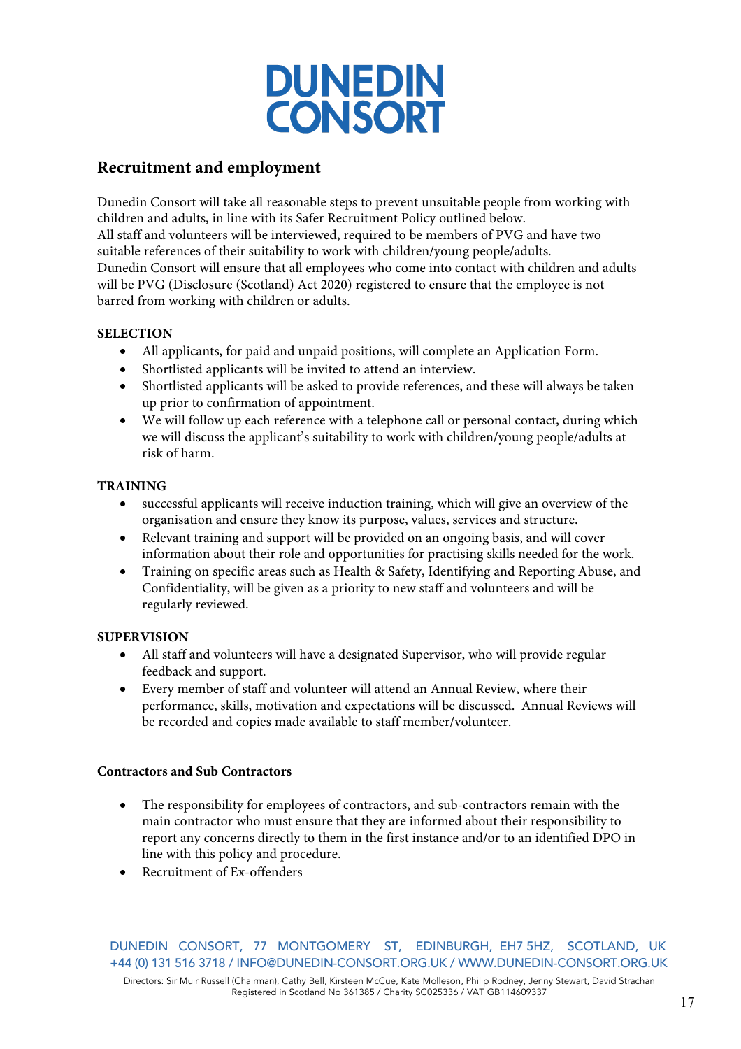## Recruitment and employment

Dunedin Consort will take all reasonable steps to prevent unsuitable people from working with children and adults, in line with its Safer Recruitment Policy outlined below.
All staff and volunteers will be interviewed, required to be members of PVG and have two suitable references of their suitability to work with children/young people/adults.
Dunedin Consort will ensure that all employees who come into contact with children and adults will be PVG (Disclosure (Scotland) Act 2020) registered to ensure that the employee is not barred from working with children or adults.

**SELECTION**

- All applicants, for paid and unpaid positions, will complete an Application Form.
- Shortlisted applicants will be invited to attend an interview.
- Shortlisted applicants will be asked to provide references, and these will always be taken up prior to confirmation of appointment.
- We will follow up each reference with a telephone call or personal contact, during which we will discuss the applicant's suitability to work with children/young people/adults at risk of harm.

**TRAINING**

- successful applicants will receive induction training, which will give an overview of the organisation and ensure they know its purpose, values, services and structure.
- Relevant training and support will be provided on an ongoing basis, and will cover information about their role and opportunities for practising skills needed for the work.
- Training on specific areas such as Health & Safety, Identifying and Reporting Abuse, and Confidentiality, will be given as a priority to new staff and volunteers and will be regularly reviewed.

**SUPERVISION**

- All staff and volunteers will have a designated Supervisor, who will provide regular feedback and support.
- Every member of staff and volunteer will attend an Annual Review, where their performance, skills, motivation and expectations will be discussed. Annual Reviews will be recorded and copies made available to staff member/volunteer.

**Contractors and Sub Contractors**

- The responsibility for employees of contractors, and sub-contractors remain with the main contractor who must ensure that they are informed about their responsibility to report any concerns directly to them in the first instance and/or to an identified DPO in line with this policy and procedure.
- Recruitment of Ex-offenders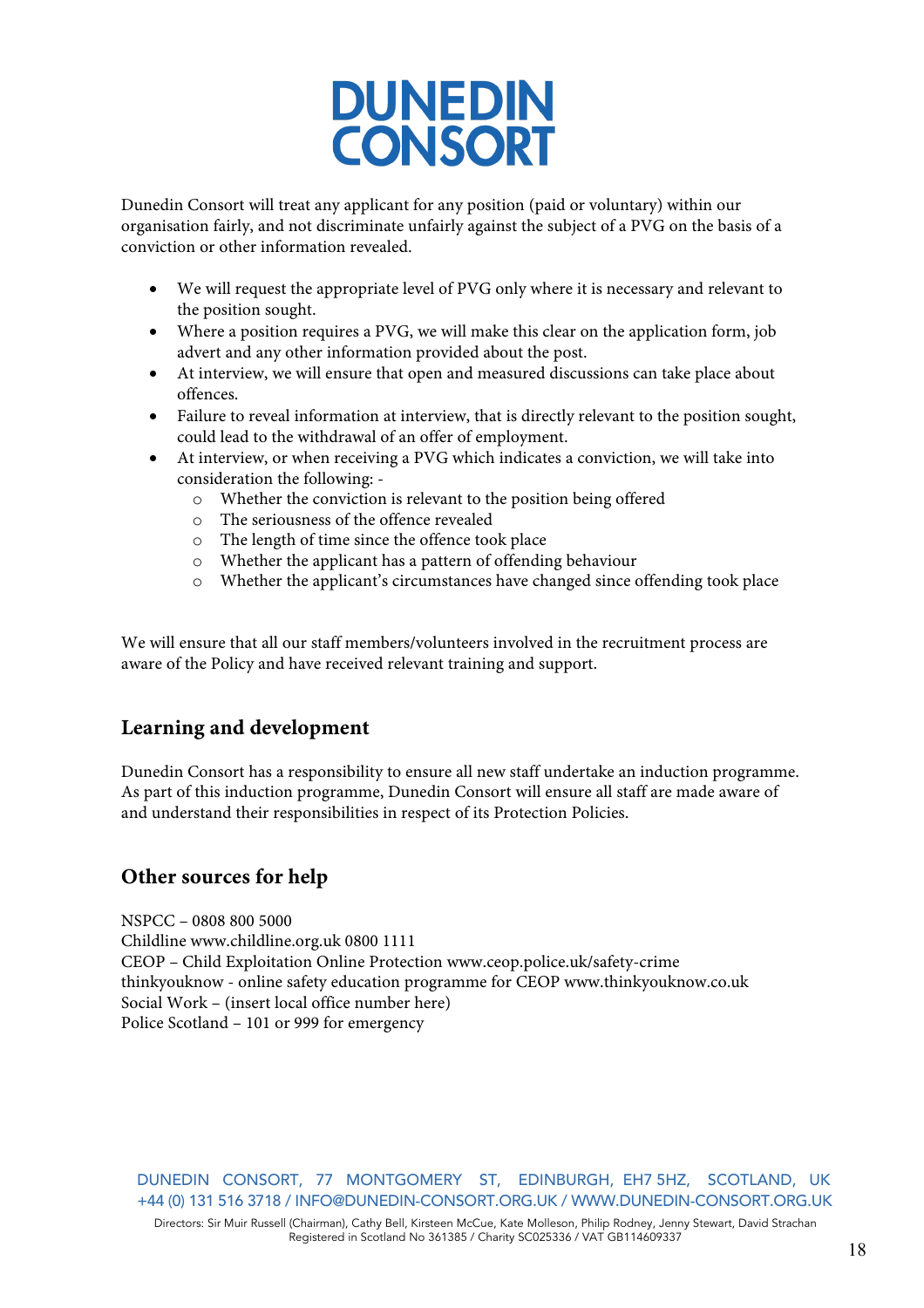Dunedin Consort will treat any applicant for any position (paid or voluntary) within our organisation fairly, and not discriminate unfairly against the subject of a PVG on the basis of a conviction or other information revealed.

- We will request the appropriate level of PVG only where it is necessary and relevant to the position sought.
- Where a position requires a PVG, we will make this clear on the application form, job advert and any other information provided about the post.
- At interview, we will ensure that open and measured discussions can take place about offences.
- Failure to reveal information at interview, that is directly relevant to the position sought, could lead to the withdrawal of an offer of employment.
- At interview, or when receiving a PVG which indicates a conviction, we will take into consideration the following: -
  - Whether the conviction is relevant to the position being offered
  - The seriousness of the offence revealed
  - The length of time since the offence took place
  - Whether the applicant has a pattern of offending behaviour
  - Whether the applicant's circumstances have changed since offending took place

We will ensure that all our staff members/volunteers involved in the recruitment process are aware of the Policy and have received relevant training and support.

## Learning and development

Dunedin Consort has a responsibility to ensure all new staff undertake an induction programme. As part of this induction programme, Dunedin Consort will ensure all staff are made aware of and understand their responsibilities in respect of its Protection Policies.

## Other sources for help

NSPCC – 0808 800 5000
Childline www.childline.org.uk 0800 1111
CEOP – Child Exploitation Online Protection www.ceop.police.uk/safety-crime
thinkyouknow - online safety education programme for CEOP www.thinkyouknow.co.uk
Social Work – (insert local office number here)
Police Scotland – 101 or 999 for emergency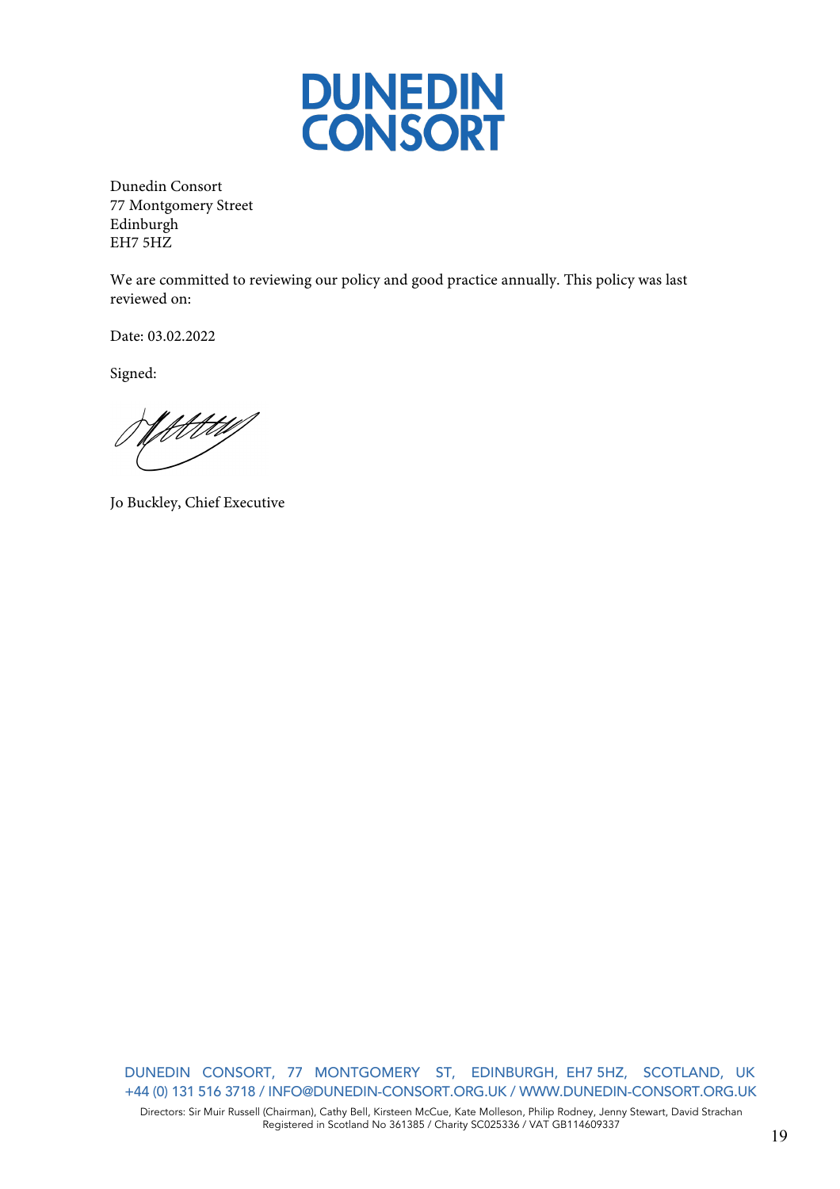Dunedin Consort
77 Montgomery Street
Edinburgh
EH7 5HZ

We are committed to reviewing our policy and good practice annually. This policy was last reviewed on:

Date: 03.02.2022

Signed:

Jo Buckley, Chief Executive

DUNEDIN CONSORT, 77 MONTGOMERY ST, EDINBURGH, EH7 5HZ, SCOTLAND, UK
+44 (0) 131 516 3718 / INFO@DUNEDIN-CONSORT.ORG.UK / WWW.DUNEDIN-CONSORT.ORG.UK

Directors: Sir Muir Russell (Chairman), Cathy Bell, Kirsteen McCue, Kate Molleson, Philip Rodney, Jenny Stewart, David Strachan
Registered in Scotland No 361385 / Charity SC025336 / VAT GB114609337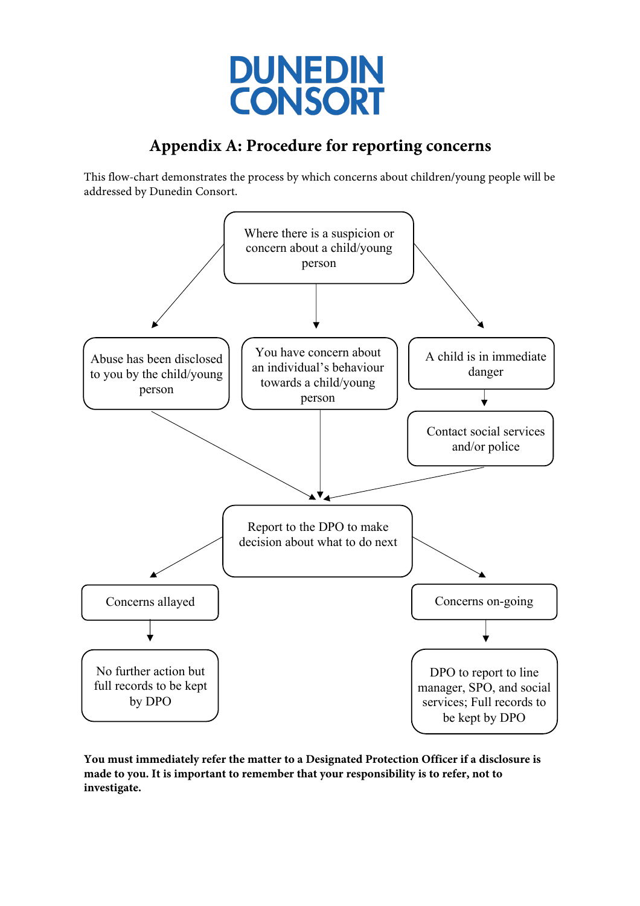**DUNEDIN CONSORT**

# Appendix A: Procedure for reporting concerns

This flow-chart demonstrates the process by which concerns about children/young people will be addressed by Dunedin Consort.

Where there is a suspicion or concern about a child/young person

Abuse has been disclosed to you by the child/young person

You have concern about an individual's behaviour towards a child/young person

A child is in immediate danger

Contact social services and/or police

Report to the DPO to make decision about what to do next

Concerns allayed

No further action but full records to be kept by DPO

Concerns on-going

DPO to report to line manager, SPO, and social services; Full records to be kept by DPO

**You must immediately refer the matter to a Designated Protection Officer if a disclosure is made to you. It is important to remember that your responsibility is to refer, not to investigate.**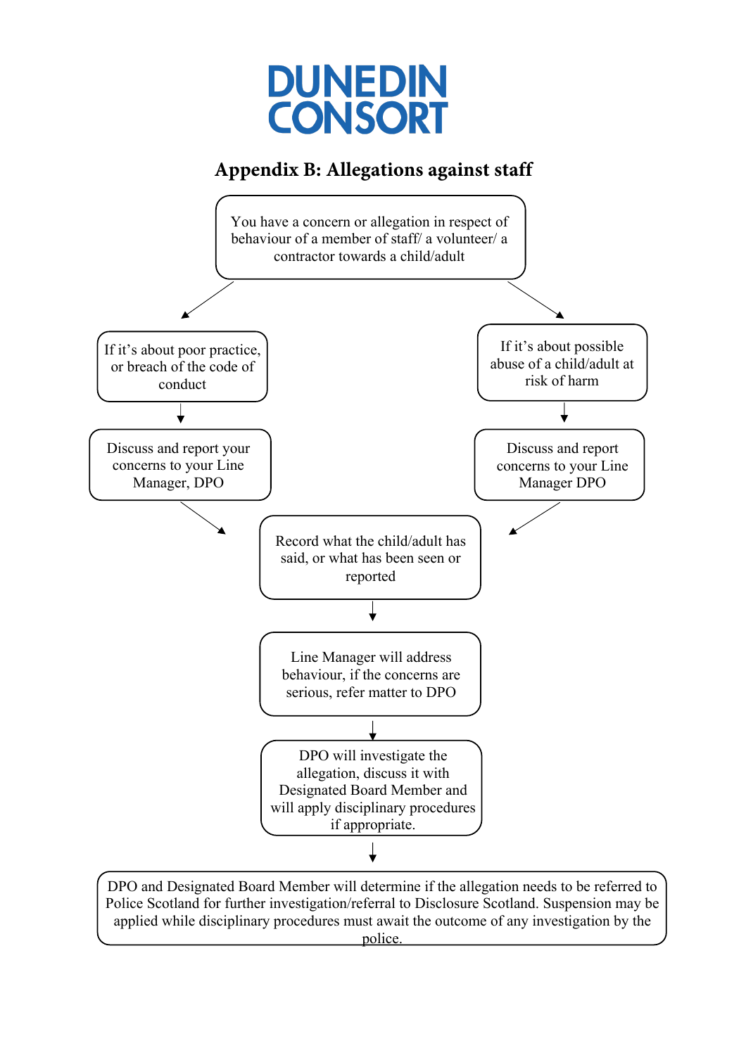DUNEDIN CONSORT

# Appendix B: Allegations against staff

You have a concern or allegation in respect of behaviour of a member of staff/ a volunteer/ a contractor towards a child/adult

If it's about poor practice, or breach of the code of conduct

Discuss and report your concerns to your Line Manager, DPO

If it's about possible abuse of a child/adult at risk of harm

Discuss and report concerns to your Line Manager DPO

Record what the child/adult has said, or what has been seen or reported

Line Manager will address behaviour, if the concerns are serious, refer matter to DPO

DPO will investigate the allegation, discuss it with Designated Board Member and will apply disciplinary procedures if appropriate.

DPO and Designated Board Member will determine if the allegation needs to be referred to Police Scotland for further investigation/referral to Disclosure Scotland. Suspension may be applied while disciplinary procedures must await the outcome of any investigation by the police.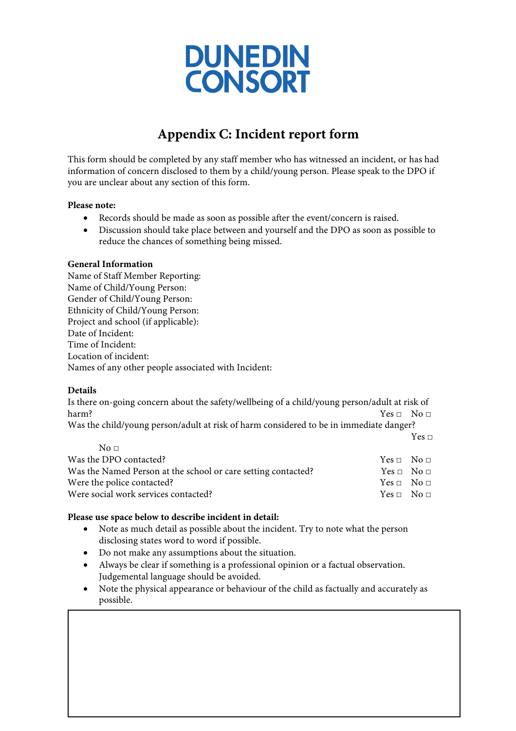DUNEDIN CONSORT

# Appendix C: Incident report form

This form should be completed by any staff member who has witnessed an incident, or has had information of concern disclosed to them by a child/young person. Please speak to the DPO if you are unclear about any section of this form.

**Please note:**

- Records should be made as soon as possible after the event/concern is raised.
- Discussion should take place between and yourself and the DPO as soon as possible to reduce the chances of something being missed.

**General Information**

Name of Staff Member Reporting:
Name of Child/Young Person:
Gender of Child/Young Person:
Ethnicity of Child/Young Person:
Project and school (if applicable):
Date of Incident:
Time of Incident:
Location of incident:
Names of any other people associated with Incident:

**Details**

Is there on-going concern about the safety/wellbeing of a child/young person/adult at risk of harm? Yes □ No □
Was the child/young person/adult at risk of harm considered to be in immediate danger? Yes □ No □
Was the DPO contacted? Yes □ No □
Was the Named Person at the school or care setting contacted? Yes □ No □
Were the police contacted? Yes □ No □
Were social work services contacted? Yes □ No □

**Please use space below to describe incident in detail:**

- Note as much detail as possible about the incident. Try to note what the person disclosing states word to word if possible.
- Do not make any assumptions about the situation.
- Always be clear if something is a professional opinion or a factual observation. Judgemental language should be avoided.
- Note the physical appearance or behaviour of the child as factually and accurately as possible.

| |
|---|
| |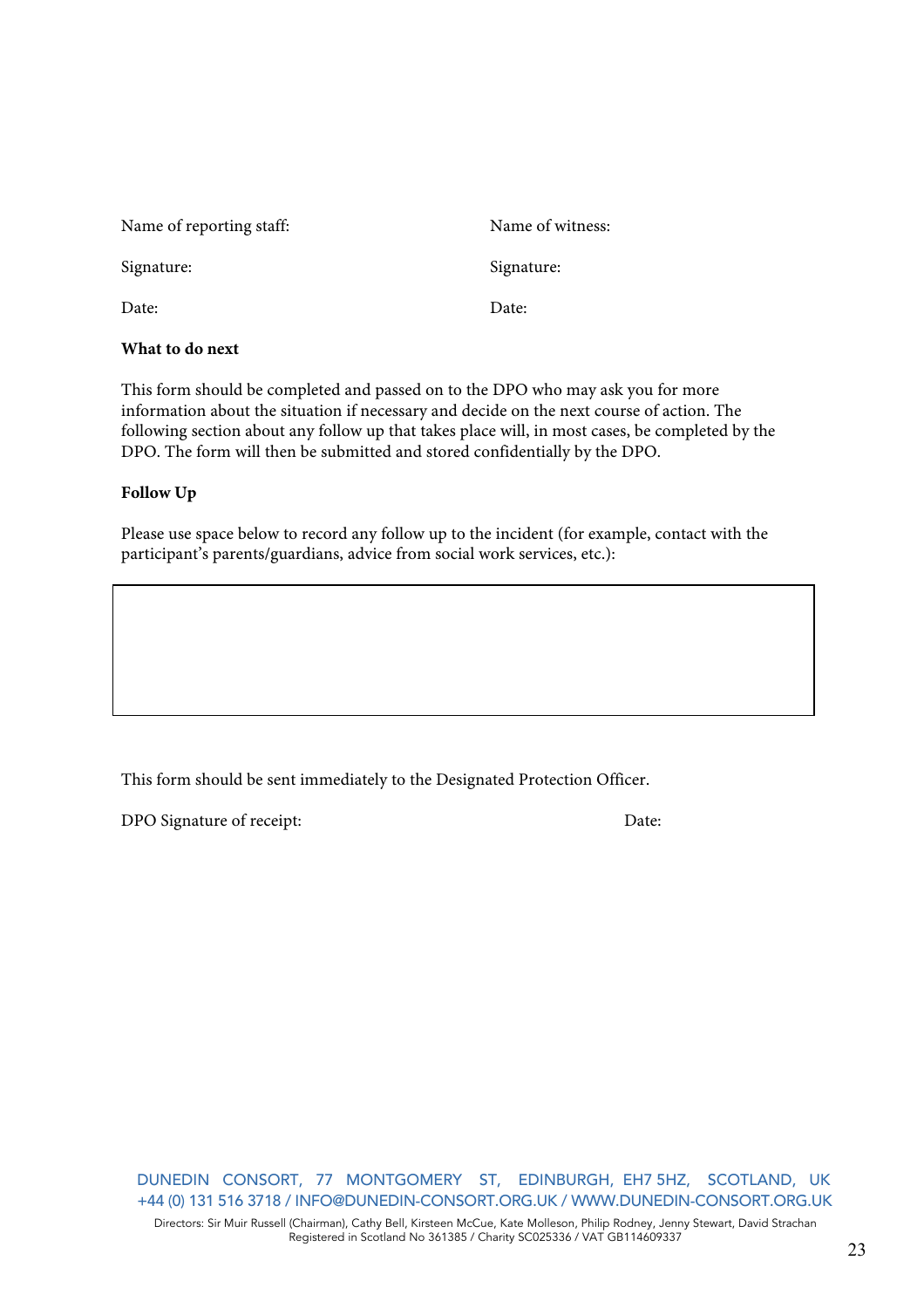| Name of reporting staff: | Name of witness: |
|---|---|
| Signature: | Signature: |
| Date: | Date: |

**What to do next**

This form should be completed and passed on to the DPO who may ask you for more information about the situation if necessary and decide on the next course of action. The following section about any follow up that takes place will, in most cases, be completed by the DPO. The form will then be submitted and stored confidentially by the DPO.

**Follow Up**

Please use space below to record any follow up to the incident (for example, contact with the participant's parents/guardians, advice from social work services, etc.):

| |
|---|
| |

This form should be sent immediately to the Designated Protection Officer.

DPO Signature of receipt: Date:

DUNEDIN CONSORT, 77 MONTGOMERY ST, EDINBURGH, EH7 5HZ, SCOTLAND, UK
+44 (0) 131 516 3718 / INFO@DUNEDIN-CONSORT.ORG.UK / WWW.DUNEDIN-CONSORT.ORG.UK

Directors: Sir Muir Russell (Chairman), Cathy Bell, Kirsteen McCue, Kate Molleson, Philip Rodney, Jenny Stewart, David Strachan
Registered in Scotland No 361385 / Charity SC025336 / VAT GB114609337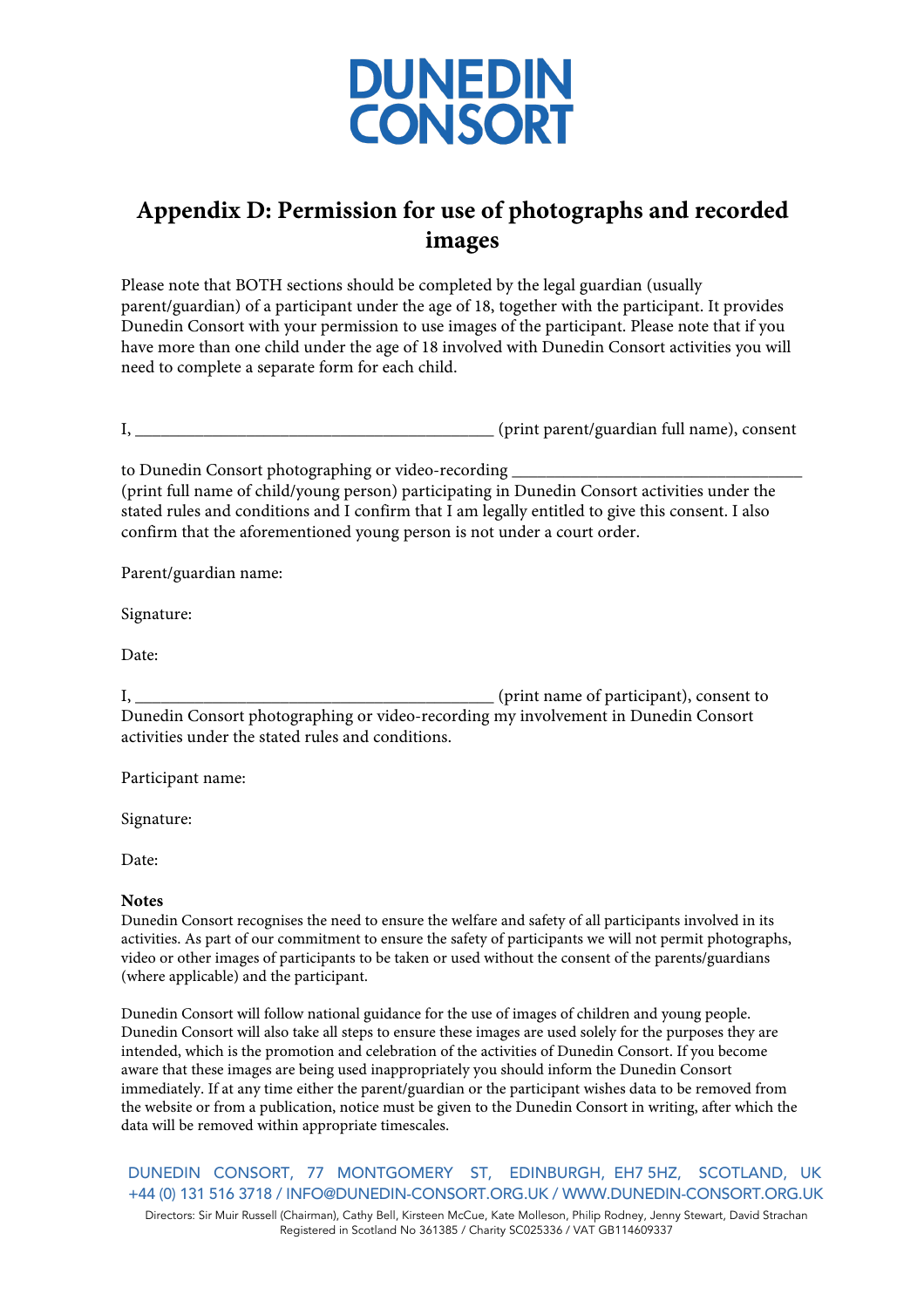# DUNEDIN CONSORT

## Appendix D: Permission for use of photographs and recorded images

Please note that BOTH sections should be completed by the legal guardian (usually parent/guardian) of a participant under the age of 18, together with the participant. It provides Dunedin Consort with your permission to use images of the participant. Please note that if you have more than one child under the age of 18 involved with Dunedin Consort activities you will need to complete a separate form for each child.

I, \_\_\_\_\_\_\_\_\_\_\_\_\_\_\_\_\_\_\_\_\_\_\_\_\_\_\_\_\_\_\_\_\_\_\_\_\_\_\_\_\_\_ (print parent/guardian full name), consent

to Dunedin Consort photographing or video-recording \_\_\_\_\_\_\_\_\_\_\_\_\_\_\_\_\_\_\_\_\_\_\_\_\_\_\_\_\_\_\_\_\_\_\_ (print full name of child/young person) participating in Dunedin Consort activities under the stated rules and conditions and I confirm that I am legally entitled to give this consent. I also confirm that the aforementioned young person is not under a court order.

Parent/guardian name:

Signature:

Date:

I, \_\_\_\_\_\_\_\_\_\_\_\_\_\_\_\_\_\_\_\_\_\_\_\_\_\_\_\_\_\_\_\_\_\_\_\_\_\_\_\_\_\_ (print name of participant), consent to Dunedin Consort photographing or video-recording my involvement in Dunedin Consort activities under the stated rules and conditions.

Participant name:

Signature:

Date:

**Notes**

Dunedin Consort recognises the need to ensure the welfare and safety of all participants involved in its activities. As part of our commitment to ensure the safety of participants we will not permit photographs, video or other images of participants to be taken or used without the consent of the parents/guardians (where applicable) and the participant.

Dunedin Consort will follow national guidance for the use of images of children and young people. Dunedin Consort will also take all steps to ensure these images are used solely for the purposes they are intended, which is the promotion and celebration of the activities of Dunedin Consort. If you become aware that these images are being used inappropriately you should inform the Dunedin Consort immediately. If at any time either the parent/guardian or the participant wishes data to be removed from the website or from a publication, notice must be given to the Dunedin Consort in writing, after which the data will be removed within appropriate timescales.

DUNEDIN CONSORT, 77 MONTGOMERY ST, EDINBURGH, EH7 5HZ, SCOTLAND, UK
+44 (0) 131 516 3718 / INFO@DUNEDIN-CONSORT.ORG.UK / WWW.DUNEDIN-CONSORT.ORG.UK

Directors: Sir Muir Russell (Chairman), Cathy Bell, Kirsteen McCue, Kate Molleson, Philip Rodney, Jenny Stewart, David Strachan
Registered in Scotland No 361385 / Charity SC025336 / VAT GB114609337